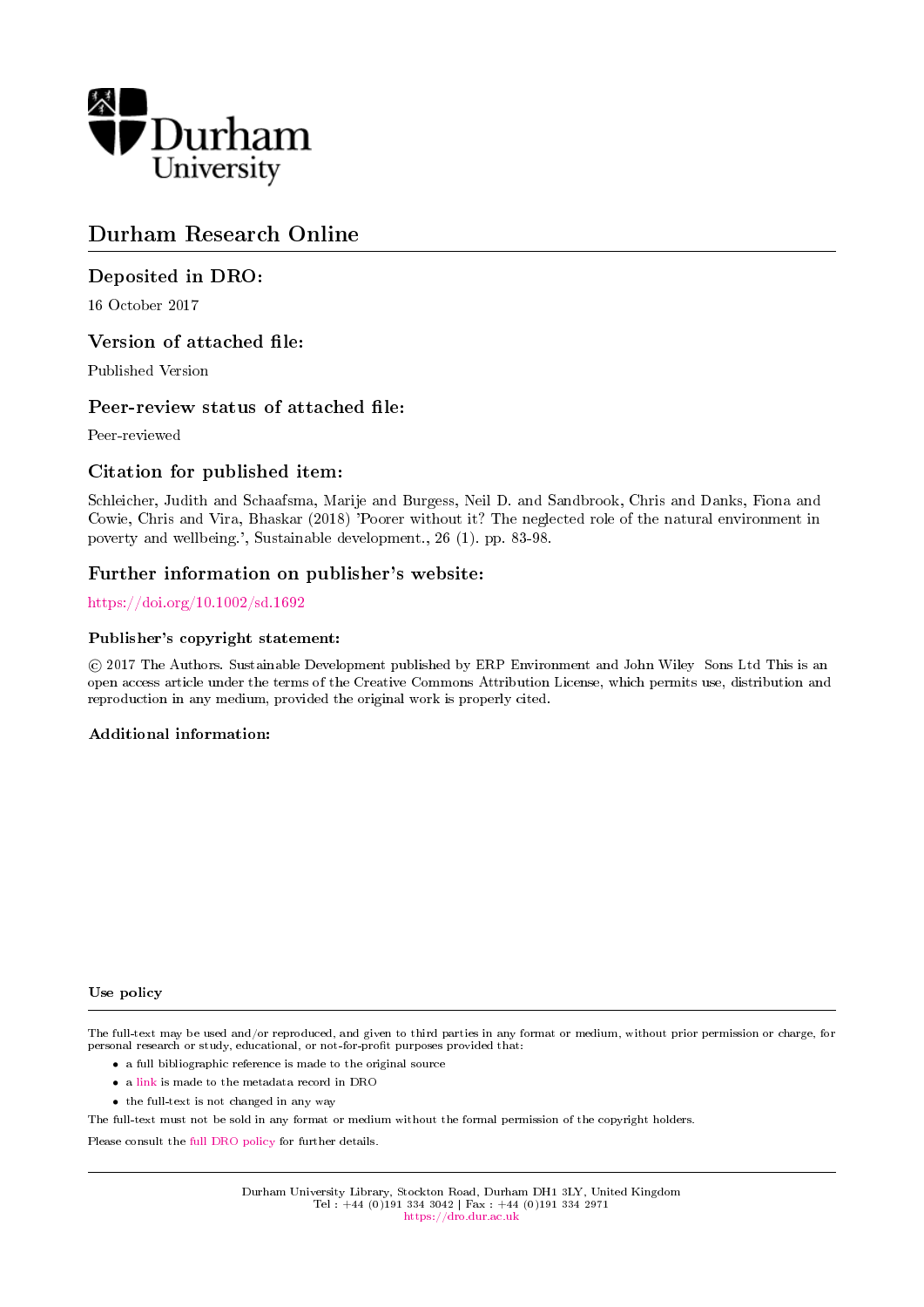Durham University

# Durham Research Online

## Deposited in DRO:

16 October 2017

## Version of attached file:

Published Version

## Peer-review status of attached file:

Peer-reviewed

## Citation for published item:

Schleicher, Judith and Schaafsma, Marije and Burgess, Neil D. and Sandbrook, Chris and Danks, Fiona and Cowie, Chris and Vira, Bhaskar (2018) 'Poorer without it? The neglected role of the natural environment in poverty and wellbeing.', Sustainable development., 26 (1). pp. 83-98.

## Further information on publisher's website:

https://doi.org/10.1002/sd.1692

### Publisher's copyright statement:

© 2017 The Authors. Sustainable Development published by ERP Environment and John Wiley Sons Ltd This is an open access article under the terms of the Creative Commons Attribution License, which permits use, distribution and reproduction in any medium, provided the original work is properly cited.

### Additional information:

### Use policy

The full-text may be used and/or reproduced, and given to third parties in any format or medium, without prior permission or charge, for personal research or study, educational, or not-for-profit purposes provided that:

- a full bibliographic reference is made to the original source
- a link is made to the metadata record in DRO
- the full-text is not changed in any way

The full-text must not be sold in any format or medium without the formal permission of the copyright holders.

Please consult the full DRO policy for further details.

Durham University Library, Stockton Road, Durham DH1 3LY, United Kingdom
Tel : +44 (0)191 334 3042 | Fax : +44 (0)191 334 2971
https://dro.dur.ac.uk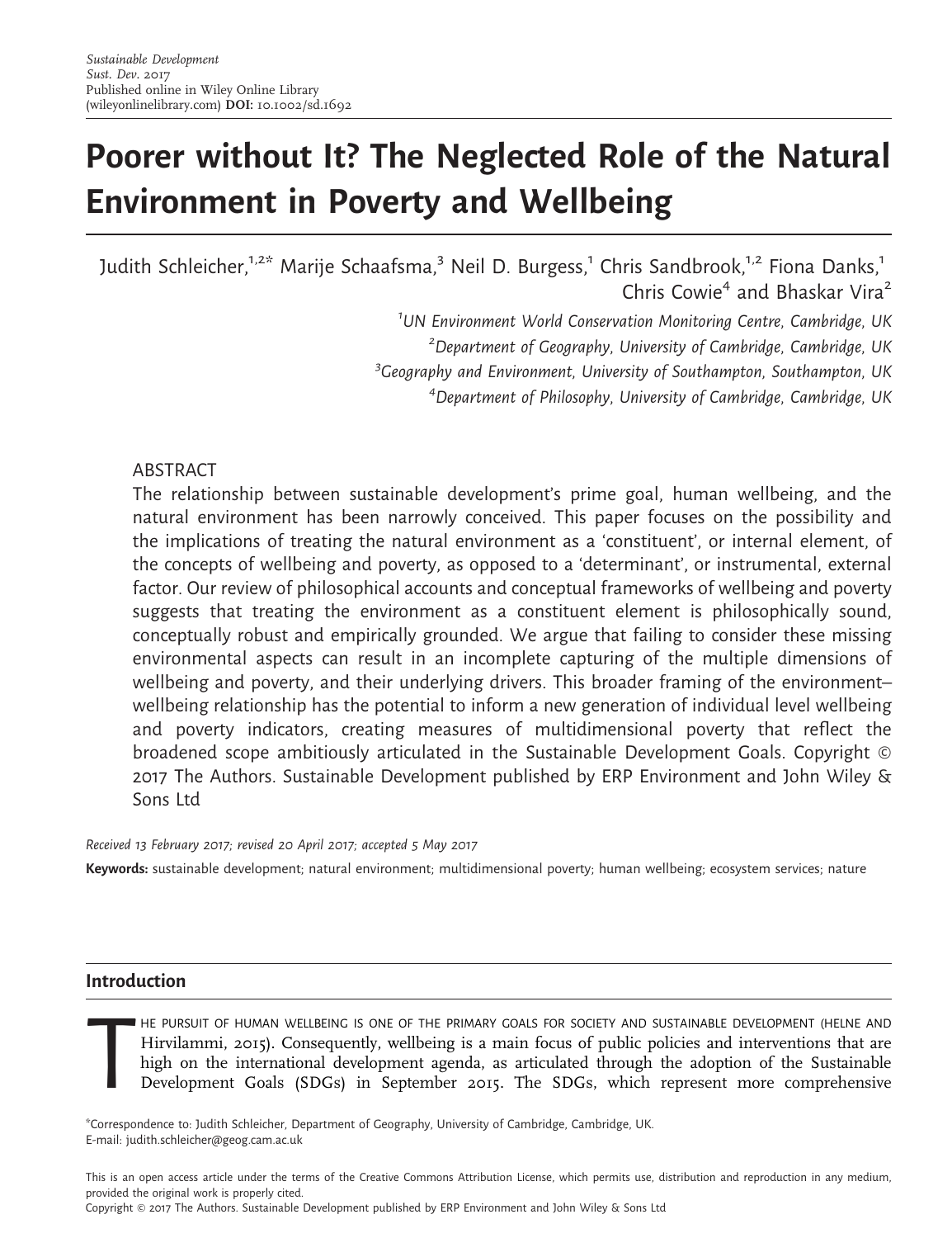# Poorer without It? The Neglected Role of the Natural Environment in Poverty and Wellbeing

Judith Schleicher,[1,2*] Marije Schaafsma,[3] Neil D. Burgess,[1] Chris Sandbrook,[1,2] Fiona Danks,[1] Chris Cowie[4] and Bhaskar Vira[2]

[1]*UN Environment World Conservation Monitoring Centre, Cambridge, UK*

[2]*Department of Geography, University of Cambridge, Cambridge, UK*

[3]*Geography and Environment, University of Southampton, Southampton, UK*

[4]*Department of Philosophy, University of Cambridge, Cambridge, UK*

## ABSTRACT

The relationship between sustainable development's prime goal, human wellbeing, and the natural environment has been narrowly conceived. This paper focuses on the possibility and the implications of treating the natural environment as a 'constituent', or internal element, of the concepts of wellbeing and poverty, as opposed to a 'determinant', or instrumental, external factor. Our review of philosophical accounts and conceptual frameworks of wellbeing and poverty suggests that treating the environment as a constituent element is philosophically sound, conceptually robust and empirically grounded. We argue that failing to consider these missing environmental aspects can result in an incomplete capturing of the multiple dimensions of wellbeing and poverty, and their underlying drivers. This broader framing of the environment–wellbeing relationship has the potential to inform a new generation of individual level wellbeing and poverty indicators, creating measures of multidimensional poverty that reflect the broadened scope ambitiously articulated in the Sustainable Development Goals. Copyright © 2017 The Authors. Sustainable Development published by ERP Environment and John Wiley & Sons Ltd

*Received 13 February 2017; revised 20 April 2017; accepted 5 May 2017*

**Keywords:** sustainable development; natural environment; multidimensional poverty; human wellbeing; ecosystem services; nature

## Introduction

The pursuit of human wellbeing is one of the primary goals for society and sustainable development (Helne and Hirvilammi, 2015). Consequently, wellbeing is a main focus of public policies and interventions that are high on the international development agenda, as articulated through the adoption of the Sustainable Development Goals (SDGs) in September 2015. The SDGs, which represent more comprehensive

*Correspondence to: Judith Schleicher, Department of Geography, University of Cambridge, Cambridge, UK.
E-mail: judith.schleicher@geog.cam.ac.uk

This is an open access article under the terms of the Creative Commons Attribution License, which permits use, distribution and reproduction in any medium, provided the original work is properly cited.
Copyright © 2017 The Authors. Sustainable Development published by ERP Environment and John Wiley & Sons Ltd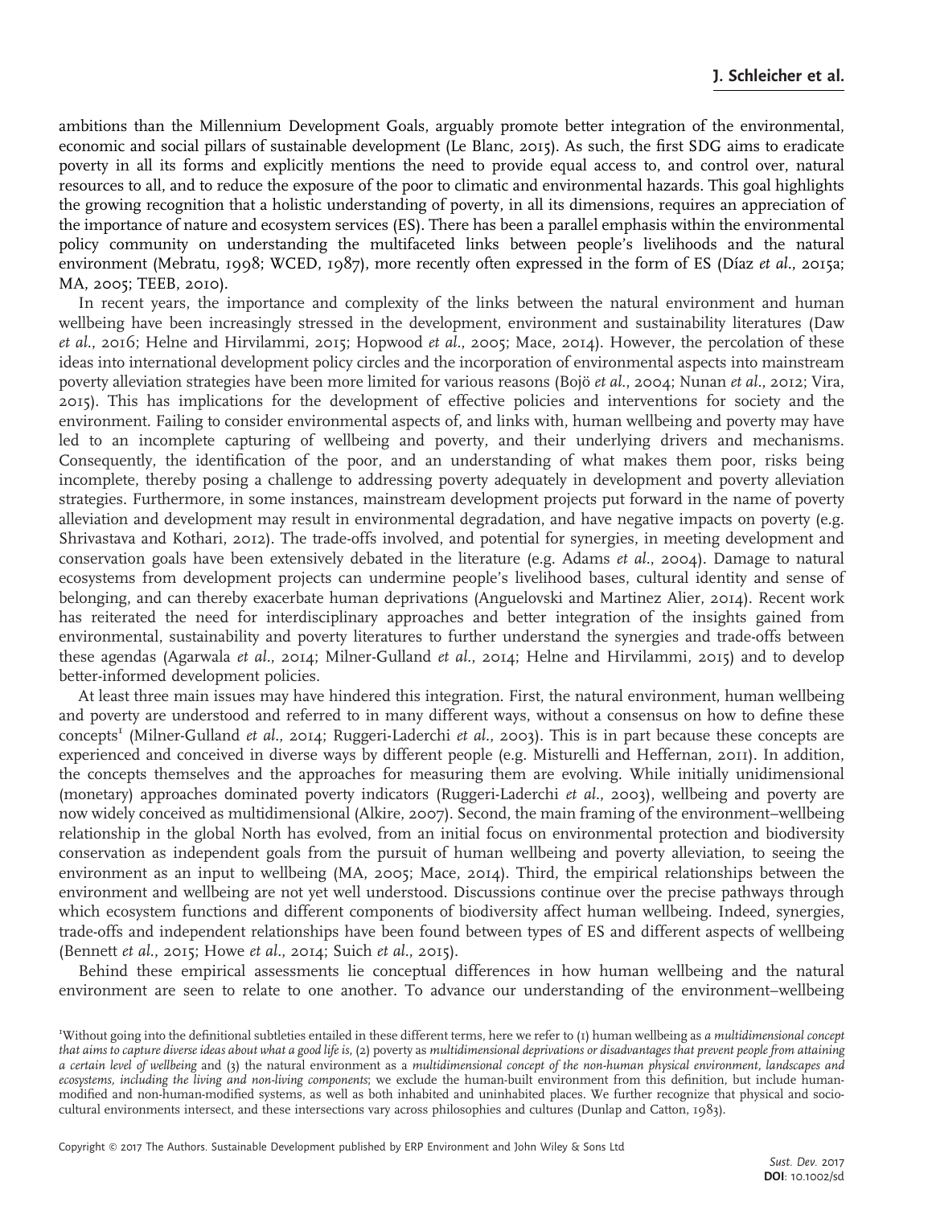ambitions than the Millennium Development Goals, arguably promote better integration of the environmental, economic and social pillars of sustainable development (Le Blanc, 2015). As such, the first SDG aims to eradicate poverty in all its forms and explicitly mentions the need to provide equal access to, and control over, natural resources to all, and to reduce the exposure of the poor to climatic and environmental hazards. This goal highlights the growing recognition that a holistic understanding of poverty, in all its dimensions, requires an appreciation of the importance of nature and ecosystem services (ES). There has been a parallel emphasis within the environmental policy community on understanding the multifaceted links between people's livelihoods and the natural environment (Mebratu, 1998; WCED, 1987), more recently often expressed in the form of ES (Díaz *et al.*, 2015a; MA, 2005; TEEB, 2010).

In recent years, the importance and complexity of the links between the natural environment and human wellbeing have been increasingly stressed in the development, environment and sustainability literatures (Daw *et al.*, 2016; Helne and Hirvilammi, 2015; Hopwood *et al.*, 2005; Mace, 2014). However, the percolation of these ideas into international development policy circles and the incorporation of environmental aspects into mainstream poverty alleviation strategies have been more limited for various reasons (Bojö *et al.*, 2004; Nunan *et al.*, 2012; Vira, 2015). This has implications for the development of effective policies and interventions for society and the environment. Failing to consider environmental aspects of, and links with, human wellbeing and poverty may have led to an incomplete capturing of wellbeing and poverty, and their underlying drivers and mechanisms. Consequently, the identification of the poor, and an understanding of what makes them poor, risks being incomplete, thereby posing a challenge to addressing poverty adequately in development and poverty alleviation strategies. Furthermore, in some instances, mainstream development projects put forward in the name of poverty alleviation and development may result in environmental degradation, and have negative impacts on poverty (e.g. Shrivastava and Kothari, 2012). The trade-offs involved, and potential for synergies, in meeting development and conservation goals have been extensively debated in the literature (e.g. Adams *et al.*, 2004). Damage to natural ecosystems from development projects can undermine people's livelihood bases, cultural identity and sense of belonging, and can thereby exacerbate human deprivations (Anguelovski and Martinez Alier, 2014). Recent work has reiterated the need for interdisciplinary approaches and better integration of the insights gained from environmental, sustainability and poverty literatures to further understand the synergies and trade-offs between these agendas (Agarwala *et al.*, 2014; Milner-Gulland *et al.*, 2014; Helne and Hirvilammi, 2015) and to develop better-informed development policies.

At least three main issues may have hindered this integration. First, the natural environment, human wellbeing and poverty are understood and referred to in many different ways, without a consensus on how to define these concepts[1] (Milner-Gulland *et al.*, 2014; Ruggeri-Laderchi *et al.*, 2003). This is in part because these concepts are experienced and conceived in diverse ways by different people (e.g. Misturelli and Heffernan, 2011). In addition, the concepts themselves and the approaches for measuring them are evolving. While initially unidimensional (monetary) approaches dominated poverty indicators (Ruggeri-Laderchi *et al.*, 2003), wellbeing and poverty are now widely conceived as multidimensional (Alkire, 2007). Second, the main framing of the environment–wellbeing relationship in the global North has evolved, from an initial focus on environmental protection and biodiversity conservation as independent goals from the pursuit of human wellbeing and poverty alleviation, to seeing the environment as an input to wellbeing (MA, 2005; Mace, 2014). Third, the empirical relationships between the environment and wellbeing are not yet well understood. Discussions continue over the precise pathways through which ecosystem functions and different components of biodiversity affect human wellbeing. Indeed, synergies, trade-offs and independent relationships have been found between types of ES and different aspects of wellbeing (Bennett *et al.*, 2015; Howe *et al.*, 2014; Suich *et al.*, 2015).

Behind these empirical assessments lie conceptual differences in how human wellbeing and the natural environment are seen to relate to one another. To advance our understanding of the environment–wellbeing

[1]Without going into the definitional subtleties entailed in these different terms, here we refer to (1) human wellbeing as *a multidimensional concept that aims to capture diverse ideas about what a good life is*, (2) poverty as *multidimensional deprivations or disadvantages that prevent people from attaining a certain level of wellbeing* and (3) the natural environment as a *multidimensional concept of the non-human physical environment, landscapes and ecosystems, including the living and non-living components*; we exclude the human-built environment from this definition, but include human-modified and non-human-modified systems, as well as both inhabited and uninhabited places. We further recognize that physical and socio-cultural environments intersect, and these intersections vary across philosophies and cultures (Dunlap and Catton, 1983).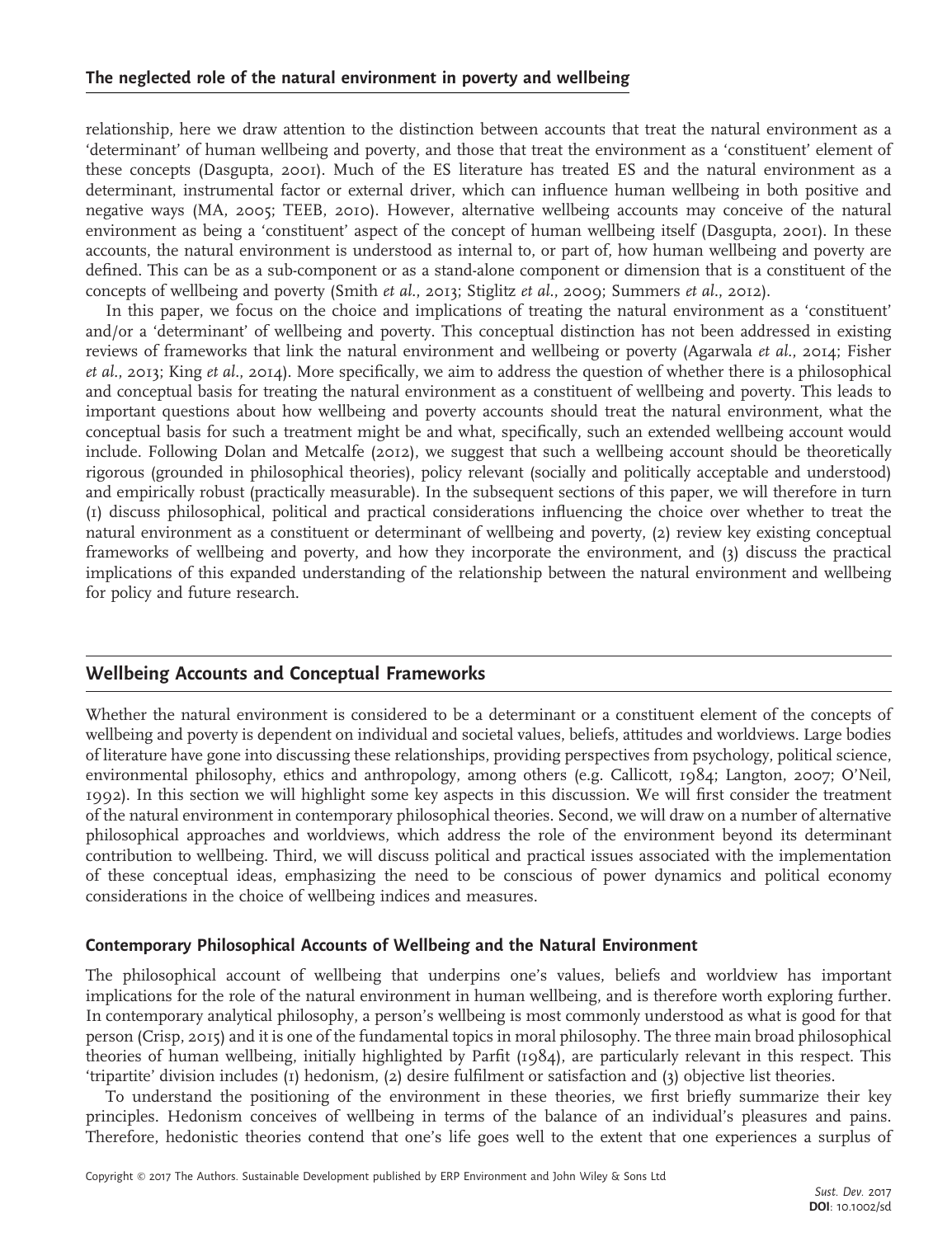relationship, here we draw attention to the distinction between accounts that treat the natural environment as a 'determinant' of human wellbeing and poverty, and those that treat the environment as a 'constituent' element of these concepts (Dasgupta, 2001). Much of the ES literature has treated ES and the natural environment as a determinant, instrumental factor or external driver, which can influence human wellbeing in both positive and negative ways (MA, 2005; TEEB, 2010). However, alternative wellbeing accounts may conceive of the natural environment as being a 'constituent' aspect of the concept of human wellbeing itself (Dasgupta, 2001). In these accounts, the natural environment is understood as internal to, or part of, how human wellbeing and poverty are defined. This can be as a sub-component or as a stand-alone component or dimension that is a constituent of the concepts of wellbeing and poverty (Smith *et al.*, 2013; Stiglitz *et al.*, 2009; Summers *et al.*, 2012).

In this paper, we focus on the choice and implications of treating the natural environment as a 'constituent' and/or a 'determinant' of wellbeing and poverty. This conceptual distinction has not been addressed in existing reviews of frameworks that link the natural environment and wellbeing or poverty (Agarwala *et al.*, 2014; Fisher *et al.*, 2013; King *et al.*, 2014). More specifically, we aim to address the question of whether there is a philosophical and conceptual basis for treating the natural environment as a constituent of wellbeing and poverty. This leads to important questions about how wellbeing and poverty accounts should treat the natural environment, what the conceptual basis for such a treatment might be and what, specifically, such an extended wellbeing account would include. Following Dolan and Metcalfe (2012), we suggest that such a wellbeing account should be theoretically rigorous (grounded in philosophical theories), policy relevant (socially and politically acceptable and understood) and empirically robust (practically measurable). In the subsequent sections of this paper, we will therefore in turn (1) discuss philosophical, political and practical considerations influencing the choice over whether to treat the natural environment as a constituent or determinant of wellbeing and poverty, (2) review key existing conceptual frameworks of wellbeing and poverty, and how they incorporate the environment, and (3) discuss the practical implications of this expanded understanding of the relationship between the natural environment and wellbeing for policy and future research.

## Wellbeing Accounts and Conceptual Frameworks

Whether the natural environment is considered to be a determinant or a constituent element of the concepts of wellbeing and poverty is dependent on individual and societal values, beliefs, attitudes and worldviews. Large bodies of literature have gone into discussing these relationships, providing perspectives from psychology, political science, environmental philosophy, ethics and anthropology, among others (e.g. Callicott, 1984; Langton, 2007; O'Neil, 1992). In this section we will highlight some key aspects in this discussion. We will first consider the treatment of the natural environment in contemporary philosophical theories. Second, we will draw on a number of alternative philosophical approaches and worldviews, which address the role of the environment beyond its determinant contribution to wellbeing. Third, we will discuss political and practical issues associated with the implementation of these conceptual ideas, emphasizing the need to be conscious of power dynamics and political economy considerations in the choice of wellbeing indices and measures.

### Contemporary Philosophical Accounts of Wellbeing and the Natural Environment

The philosophical account of wellbeing that underpins one's values, beliefs and worldview has important implications for the role of the natural environment in human wellbeing, and is therefore worth exploring further. In contemporary analytical philosophy, a person's wellbeing is most commonly understood as what is good for that person (Crisp, 2015) and it is one of the fundamental topics in moral philosophy. The three main broad philosophical theories of human wellbeing, initially highlighted by Parfit (1984), are particularly relevant in this respect. This 'tripartite' division includes (1) hedonism, (2) desire fulfilment or satisfaction and (3) objective list theories.

To understand the positioning of the environment in these theories, we first briefly summarize their key principles. Hedonism conceives of wellbeing in terms of the balance of an individual's pleasures and pains. Therefore, hedonistic theories contend that one's life goes well to the extent that one experiences a surplus of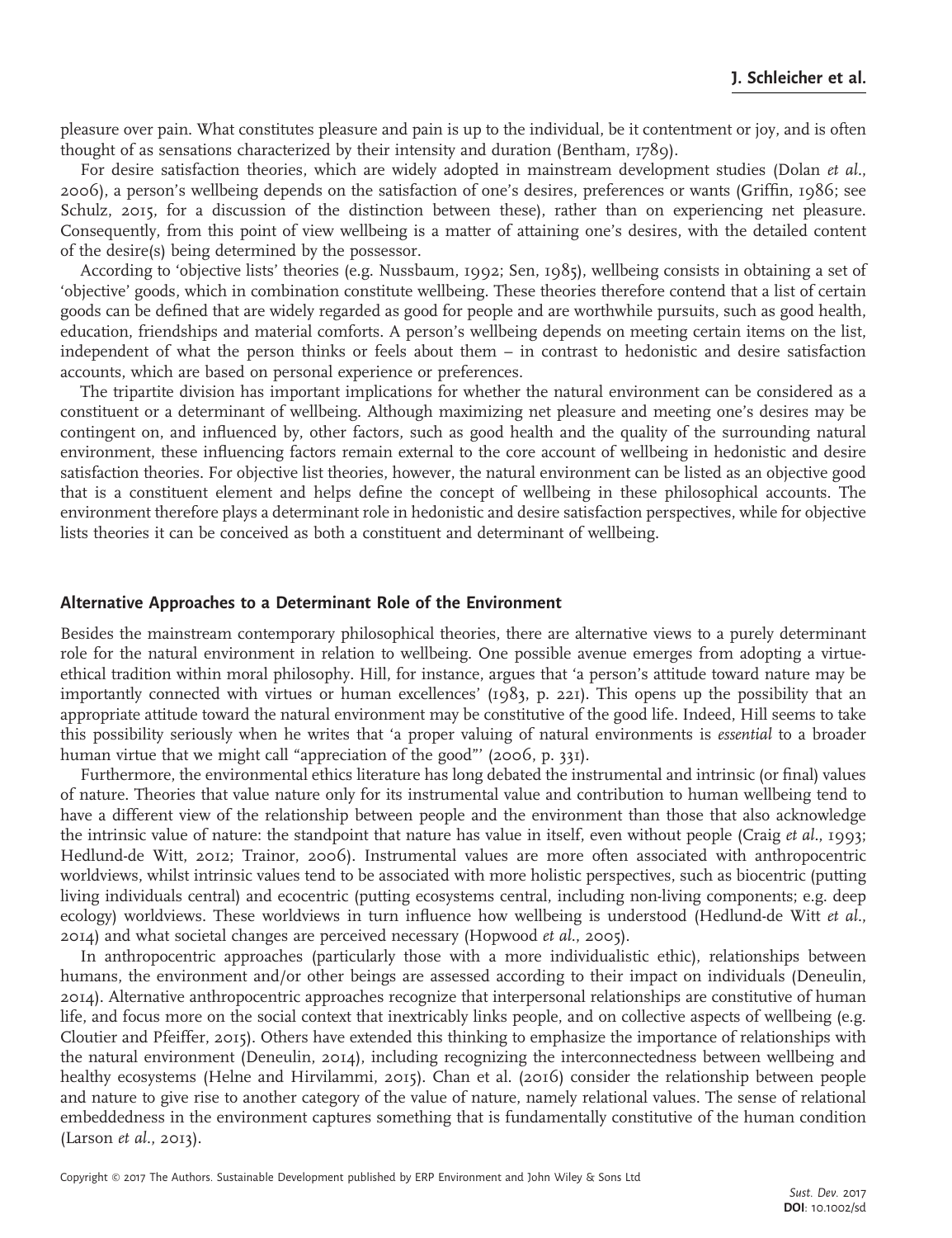pleasure over pain. What constitutes pleasure and pain is up to the individual, be it contentment or joy, and is often thought of as sensations characterized by their intensity and duration (Bentham, 1789).

For desire satisfaction theories, which are widely adopted in mainstream development studies (Dolan *et al.*, 2006), a person's wellbeing depends on the satisfaction of one's desires, preferences or wants (Griffin, 1986; see Schulz, 2015, for a discussion of the distinction between these), rather than on experiencing net pleasure. Consequently, from this point of view wellbeing is a matter of attaining one's desires, with the detailed content of the desire(s) being determined by the possessor.

According to 'objective lists' theories (e.g. Nussbaum, 1992; Sen, 1985), wellbeing consists in obtaining a set of 'objective' goods, which in combination constitute wellbeing. These theories therefore contend that a list of certain goods can be defined that are widely regarded as good for people and are worthwhile pursuits, such as good health, education, friendships and material comforts. A person's wellbeing depends on meeting certain items on the list, independent of what the person thinks or feels about them – in contrast to hedonistic and desire satisfaction accounts, which are based on personal experience or preferences.

The tripartite division has important implications for whether the natural environment can be considered as a constituent or a determinant of wellbeing. Although maximizing net pleasure and meeting one's desires may be contingent on, and influenced by, other factors, such as good health and the quality of the surrounding natural environment, these influencing factors remain external to the core account of wellbeing in hedonistic and desire satisfaction theories. For objective list theories, however, the natural environment can be listed as an objective good that is a constituent element and helps define the concept of wellbeing in these philosophical accounts. The environment therefore plays a determinant role in hedonistic and desire satisfaction perspectives, while for objective lists theories it can be conceived as both a constituent and determinant of wellbeing.

## Alternative Approaches to a Determinant Role of the Environment

Besides the mainstream contemporary philosophical theories, there are alternative views to a purely determinant role for the natural environment in relation to wellbeing. One possible avenue emerges from adopting a virtue-ethical tradition within moral philosophy. Hill, for instance, argues that 'a person's attitude toward nature may be importantly connected with virtues or human excellences' (1983, p. 221). This opens up the possibility that an appropriate attitude toward the natural environment may be constitutive of the good life. Indeed, Hill seems to take this possibility seriously when he writes that 'a proper valuing of natural environments is *essential* to a broader human virtue that we might call "appreciation of the good"' (2006, p. 331).

Furthermore, the environmental ethics literature has long debated the instrumental and intrinsic (or final) values of nature. Theories that value nature only for its instrumental value and contribution to human wellbeing tend to have a different view of the relationship between people and the environment than those that also acknowledge the intrinsic value of nature: the standpoint that nature has value in itself, even without people (Craig *et al.*, 1993; Hedlund-de Witt, 2012; Trainor, 2006). Instrumental values are more often associated with anthropocentric worldviews, whilst intrinsic values tend to be associated with more holistic perspectives, such as biocentric (putting living individuals central) and ecocentric (putting ecosystems central, including non-living components; e.g. deep ecology) worldviews. These worldviews in turn influence how wellbeing is understood (Hedlund-de Witt *et al.*, 2014) and what societal changes are perceived necessary (Hopwood *et al.*, 2005).

In anthropocentric approaches (particularly those with a more individualistic ethic), relationships between humans, the environment and/or other beings are assessed according to their impact on individuals (Deneulin, 2014). Alternative anthropocentric approaches recognize that interpersonal relationships are constitutive of human life, and focus more on the social context that inextricably links people, and on collective aspects of wellbeing (e.g. Cloutier and Pfeiffer, 2015). Others have extended this thinking to emphasize the importance of relationships with the natural environment (Deneulin, 2014), including recognizing the interconnectedness between wellbeing and healthy ecosystems (Helne and Hirvilammi, 2015). Chan et al. (2016) consider the relationship between people and nature to give rise to another category of the value of nature, namely relational values. The sense of relational embeddedness in the environment captures something that is fundamentally constitutive of the human condition (Larson *et al.*, 2013).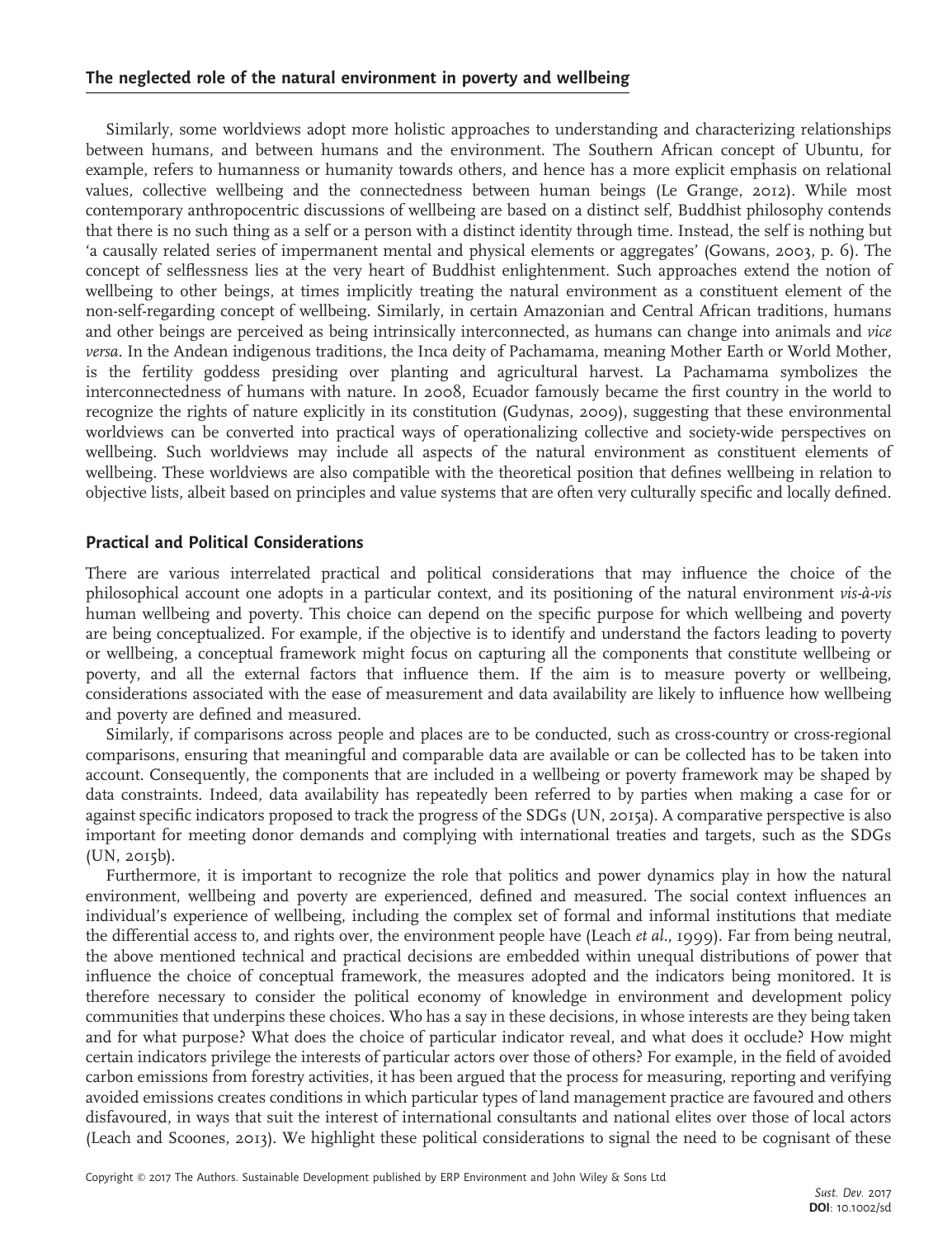Similarly, some worldviews adopt more holistic approaches to understanding and characterizing relationships between humans, and between humans and the environment. The Southern African concept of Ubuntu, for example, refers to humanness or humanity towards others, and hence has a more explicit emphasis on relational values, collective wellbeing and the connectedness between human beings (Le Grange, 2012). While most contemporary anthropocentric discussions of wellbeing are based on a distinct self, Buddhist philosophy contends that there is no such thing as a self or a person with a distinct identity through time. Instead, the self is nothing but 'a causally related series of impermanent mental and physical elements or aggregates' (Gowans, 2003, p. 6). The concept of selflessness lies at the very heart of Buddhist enlightenment. Such approaches extend the notion of wellbeing to other beings, at times implicitly treating the natural environment as a constituent element of the non-self-regarding concept of wellbeing. Similarly, in certain Amazonian and Central African traditions, humans and other beings are perceived as being intrinsically interconnected, as humans can change into animals and *vice versa*. In the Andean indigenous traditions, the Inca deity of Pachamama, meaning Mother Earth or World Mother, is the fertility goddess presiding over planting and agricultural harvest. La Pachamama symbolizes the interconnectedness of humans with nature. In 2008, Ecuador famously became the first country in the world to recognize the rights of nature explicitly in its constitution (Gudynas, 2009), suggesting that these environmental worldviews can be converted into practical ways of operationalizing collective and society-wide perspectives on wellbeing. Such worldviews may include all aspects of the natural environment as constituent elements of wellbeing. These worldviews are also compatible with the theoretical position that defines wellbeing in relation to objective lists, albeit based on principles and value systems that are often very culturally specific and locally defined.

## Practical and Political Considerations

There are various interrelated practical and political considerations that may influence the choice of the philosophical account one adopts in a particular context, and its positioning of the natural environment *vis-à-vis* human wellbeing and poverty. This choice can depend on the specific purpose for which wellbeing and poverty are being conceptualized. For example, if the objective is to identify and understand the factors leading to poverty or wellbeing, a conceptual framework might focus on capturing all the components that constitute wellbeing or poverty, and all the external factors that influence them. If the aim is to measure poverty or wellbeing, considerations associated with the ease of measurement and data availability are likely to influence how wellbeing and poverty are defined and measured.

Similarly, if comparisons across people and places are to be conducted, such as cross-country or cross-regional comparisons, ensuring that meaningful and comparable data are available or can be collected has to be taken into account. Consequently, the components that are included in a wellbeing or poverty framework may be shaped by data constraints. Indeed, data availability has repeatedly been referred to by parties when making a case for or against specific indicators proposed to track the progress of the SDGs (UN, 2015a). A comparative perspective is also important for meeting donor demands and complying with international treaties and targets, such as the SDGs (UN, 2015b).

Furthermore, it is important to recognize the role that politics and power dynamics play in how the natural environment, wellbeing and poverty are experienced, defined and measured. The social context influences an individual's experience of wellbeing, including the complex set of formal and informal institutions that mediate the differential access to, and rights over, the environment people have (Leach *et al.*, 1999). Far from being neutral, the above mentioned technical and practical decisions are embedded within unequal distributions of power that influence the choice of conceptual framework, the measures adopted and the indicators being monitored. It is therefore necessary to consider the political economy of knowledge in environment and development policy communities that underpins these choices. Who has a say in these decisions, in whose interests are they being taken and for what purpose? What does the choice of particular indicator reveal, and what does it occlude? How might certain indicators privilege the interests of particular actors over those of others? For example, in the field of avoided carbon emissions from forestry activities, it has been argued that the process for measuring, reporting and verifying avoided emissions creates conditions in which particular types of land management practice are favoured and others disfavoured, in ways that suit the interest of international consultants and national elites over those of local actors (Leach and Scoones, 2013). We highlight these political considerations to signal the need to be cognisant of these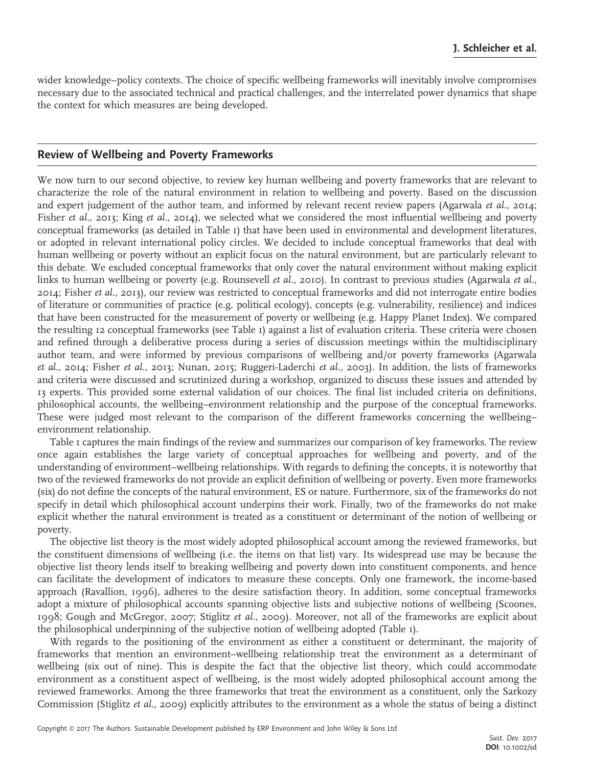wider knowledge–policy contexts. The choice of specific wellbeing frameworks will inevitably involve compromises necessary due to the associated technical and practical challenges, and the interrelated power dynamics that shape the context for which measures are being developed.

## Review of Wellbeing and Poverty Frameworks

We now turn to our second objective, to review key human wellbeing and poverty frameworks that are relevant to characterize the role of the natural environment in relation to wellbeing and poverty. Based on the discussion and expert judgement of the author team, and informed by relevant recent review papers (Agarwala *et al.*, 2014; Fisher *et al.*, 2013; King *et al.*, 2014), we selected what we considered the most influential wellbeing and poverty conceptual frameworks (as detailed in Table 1) that have been used in environmental and development literatures, or adopted in relevant international policy circles. We decided to include conceptual frameworks that deal with human wellbeing or poverty without an explicit focus on the natural environment, but are particularly relevant to this debate. We excluded conceptual frameworks that only cover the natural environment without making explicit links to human wellbeing or poverty (e.g. Rounsevell *et al.*, 2010). In contrast to previous studies (Agarwala *et al.*, 2014; Fisher *et al.*, 2013), our review was restricted to conceptual frameworks and did not interrogate entire bodies of literature or communities of practice (e.g. political ecology), concepts (e.g. vulnerability, resilience) and indices that have been constructed for the measurement of poverty or wellbeing (e.g. Happy Planet Index). We compared the resulting 12 conceptual frameworks (see Table 1) against a list of evaluation criteria. These criteria were chosen and refined through a deliberative process during a series of discussion meetings within the multidisciplinary author team, and were informed by previous comparisons of wellbeing and/or poverty frameworks (Agarwala *et al.*, 2014; Fisher *et al.*, 2013; Nunan, 2015; Ruggeri-Laderchi *et al.*, 2003). In addition, the lists of frameworks and criteria were discussed and scrutinized during a workshop, organized to discuss these issues and attended by 13 experts. This provided some external validation of our choices. The final list included criteria on definitions, philosophical accounts, the wellbeing–environment relationship and the purpose of the conceptual frameworks. These were judged most relevant to the comparison of the different frameworks concerning the wellbeing–environment relationship.

Table 1 captures the main findings of the review and summarizes our comparison of key frameworks. The review once again establishes the large variety of conceptual approaches for wellbeing and poverty, and of the understanding of environment–wellbeing relationships. With regards to defining the concepts, it is noteworthy that two of the reviewed frameworks do not provide an explicit definition of wellbeing or poverty. Even more frameworks (six) do not define the concepts of the natural environment, ES or nature. Furthermore, six of the frameworks do not specify in detail which philosophical account underpins their work. Finally, two of the frameworks do not make explicit whether the natural environment is treated as a constituent or determinant of the notion of wellbeing or poverty.

The objective list theory is the most widely adopted philosophical account among the reviewed frameworks, but the constituent dimensions of wellbeing (i.e. the items on that list) vary. Its widespread use may be because the objective list theory lends itself to breaking wellbeing and poverty down into constituent components, and hence can facilitate the development of indicators to measure these concepts. Only one framework, the income-based approach (Ravallion, 1996), adheres to the desire satisfaction theory. In addition, some conceptual frameworks adopt a mixture of philosophical accounts spanning objective lists and subjective notions of wellbeing (Scoones, 1998; Gough and McGregor, 2007; Stiglitz *et al.*, 2009). Moreover, not all of the frameworks are explicit about the philosophical underpinning of the subjective notion of wellbeing adopted (Table 1).

With regards to the positioning of the environment as either a constituent or determinant, the majority of frameworks that mention an environment–wellbeing relationship treat the environment as a determinant of wellbeing (six out of nine). This is despite the fact that the objective list theory, which could accommodate environment as a constituent aspect of wellbeing, is the most widely adopted philosophical account among the reviewed frameworks. Among the three frameworks that treat the environment as a constituent, only the Sarkozy Commission (Stiglitz *et al.*, 2009) explicitly attributes to the environment as a whole the status of being a distinct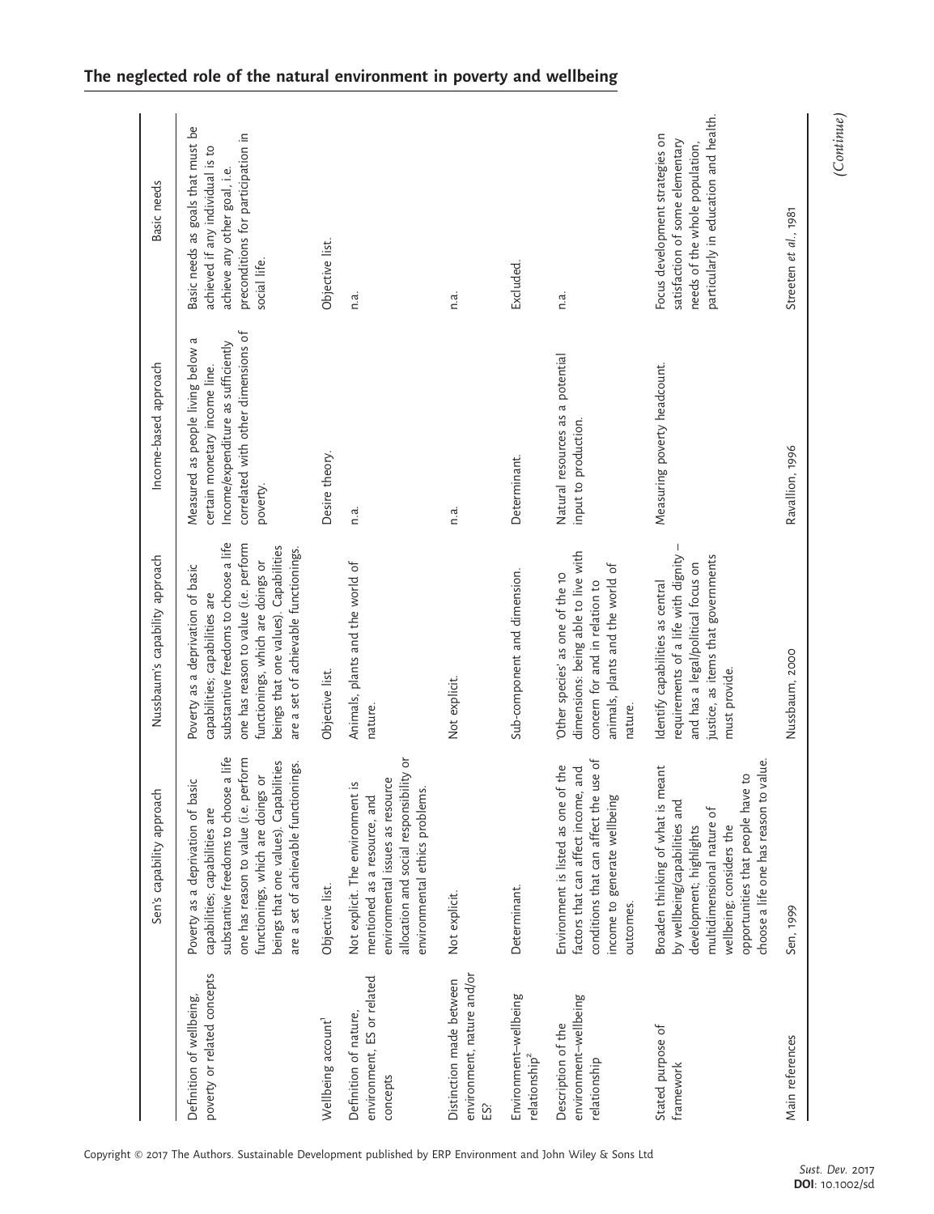| | Sen's capability approach | Nussbaum's capability approach | Income-based approach | Basic needs |
|---|---|---|---|---|
| Definition of wellbeing, poverty or related concepts | Poverty as a deprivation of basic capabilities; capabilities are substantive freedoms to choose a life one has reason to value (i.e. perform functionings, which are doings or beings that one values). Capabilities are a set of achievable functionings. | Poverty as a deprivation of basic capabilities; capabilities are substantive freedoms to choose a life one has reason to value (i.e. perform functionings, which are doings or beings that one values). Capabilities are a set of achievable functionings. | Measured as people living below a certain monetary income line. Income/expenditure as sufficiently correlated with other dimensions of poverty. | Basic needs as goals that must be achieved if any individual is to achieve any other goal, i.e. preconditions for participation in social life. |
| Wellbeing account[1] | Objective list. | Objective list. | Desire theory. | Objective list. |
| Definition of nature, environment, ES or related concepts | Not explicit. The environment is mentioned as a resource, and environmental issues as resource allocation and social responsibility or environmental ethics problems. | Animals, plants and the world of nature. | n.a. | n.a. |
| Distinction made between environment, nature and/or ES? | Not explicit. | Not explicit. | n.a. | n.a. |
| Environment–wellbeing relationship[2] | Determinant. | Sub-component and dimension. | Determinant. | Excluded. |
| Description of the environment–wellbeing relationship | Environment is listed as one of the factors that can affect income, and conditions that can affect the use of income to generate wellbeing outcomes. | 'Other species' as one of the 10 dimensions: being able to live with concern for and in relation to animals, plants and the world of nature. | Natural resources as a potential input to production. | n.a. |
| Stated purpose of framework | Broaden thinking of what is meant by wellbeing/capabilities and development; highlights multidimensional nature of wellbeing; considers the opportunities that people have to choose a life one has reason to value. | Identify capabilities as central requirements of a life with dignity – and has a legal/political focus on justice, as items that governments must provide. | Measuring poverty headcount. | Focus development strategies on satisfaction of some elementary needs of the whole population, particularly in education and health. |
| Main references | Sen, 1999 | Nussbaum, 2000 | Ravallion, 1996 | Streeten *et al.*, 1981 |

*(Continue)*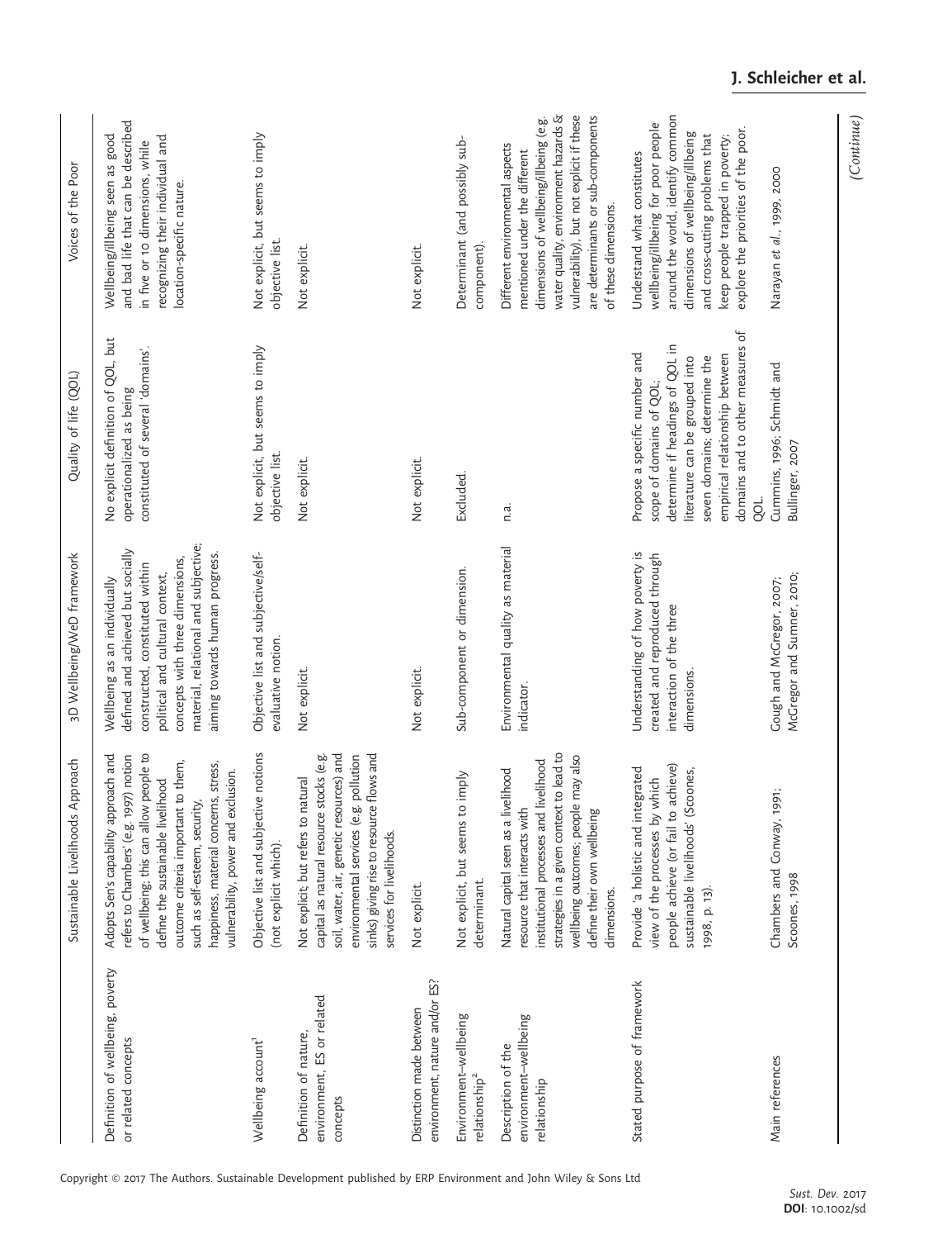| | Sustainable Livelihoods Approach | 3D Wellbeing/WeD framework | Quality of life (QOL) | Voices of the Poor |
|---|---|---|---|---|
| Definition of wellbeing, poverty or related concepts | Adopts Sen's capability approach and refers to Chambers' (e.g. 1997) notion of wellbeing; this can allow people to define the sustainable livelihood outcome criteria important to them, such as self-esteem, security, happiness, material concerns, stress, vulnerability, power and exclusion. | Wellbeing as an individually defined and achieved but socially constructed, constituted within political and cultural context, concepts with three dimensions, material, relational and subjective; aiming towards human progress. | No explicit definition of QOL, but operationalized as being constituted of several 'domains'. | Wellbeing/illbeing seen as good and bad life that can be described in five or 10 dimensions, while recognizing their individual and location-specific nature. |
| Wellbeing account[1] | Objective list and subjective notions (not explicit which). | Objective list and subjective/self-evaluative notion. | Not explicit, but seems to imply objective list. | Not explicit, but seems to imply objective list. |
| Definition of nature, environment, ES or related concepts | Not explicit, but refers to natural capital as natural resource stocks (e.g. soil, water, air, genetic resources) and environmental services (e.g. pollution sinks) giving rise to resource flows and services for livelihoods. | Not explicit. | Not explicit. | Not explicit. |
| Distinction made between environment, nature and/or ES? | Not explicit. | Not explicit. | Not explicit. | Not explicit. |
| Environment–wellbeing relationship[2] | Not explicit, but seems to imply determinant. | Sub-component or dimension. | Excluded. | Determinant (and possibly sub-component). |
| Description of the environment–wellbeing relationship | Natural capital seen as a livelihood resource that interacts with institutional processes and livelihood strategies in a given context to lead to wellbeing outcomes; people may also define their own wellbeing dimensions. | Environmental quality as material indicator. | n.a. | Different environmental aspects mentioned under the different dimensions of wellbeing/illbeing (e.g. water quality, environment hazards & vulnerability), but not explicit if these are determinants or sub-components of these dimensions. |
| Stated purpose of framework | Provide 'a holistic and integrated view of the processes by which people achieve (or fail to achieve) sustainable livelihoods' (Scoones, 1998, p. 13). | Understanding of how poverty is created and reproduced through interaction of the three dimensions. | Propose a specific number and scope of domains of QOL; determine if headings of QOL in literature can be grouped into seven domains; determine the empirical relationship between domains and to other measures of QOL. | Understand what constitutes wellbeing/illbeing for poor people around the world, identify common dimensions of wellbeing/illbeing and cross-cutting problems that keep people trapped in poverty; explore the priorities of the poor. |
| Main references | Chambers and Conway, 1991; Scoones, 1998 | Gough and McGregor, 2007; McGregor and Sumner, 2010; | Cummins, 1996; Schmidt and Bullinger, 2007 | Narayan et al., 1999, 2000 |

*(Continue)*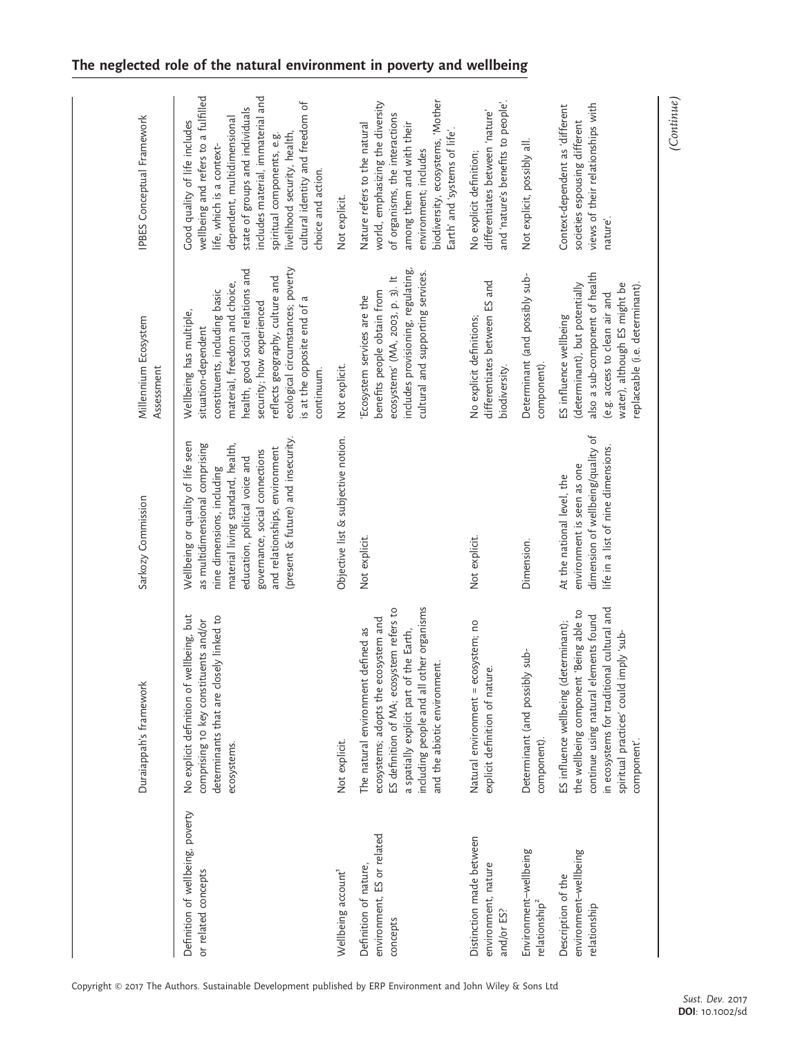| | Duraiappah's framework | Sarkozy Commission | Millennium Ecosystem Assessment | IPBES Conceptual Framework |
|---|---|---|---|---|
| Definition of wellbeing, poverty or related concepts | No explicit definition of wellbeing, but comprising 10 key constituents and/or determinants that are closely linked to ecosystems. | Wellbeing or quality of life seen as multidimensional comprising nine dimensions, including material living standard, health, education, political voice and governance, social connections and relationships, environment (present & future) and insecurity. | Wellbeing has multiple, situation-dependent constituents, including basic material, freedom and choice, health, good social relations and security; how experienced reflects geography, culture and ecological circumstances; poverty is at the opposite end of a continuum. | Good quality of life includes wellbeing and refers to a fulfilled life, which is a context-dependent, multidimensional state of groups and individuals includes material, immaterial and spiritual components, e.g. livelihood security, health, cultural identity and freedom of choice and action. |
| Wellbeing account[1] | Not explicit. | Objective list & subjective notion. | Not explicit. | Not explicit. |
| Definition of nature, environment, ES or related concepts | The natural environment defined as ecosystems; adopts the ecosystem and ES definition of MA; ecosystem refers to a spatially explicit part of the Earth, including people and all other organisms and the abiotic environment. | Not explicit. | 'Ecosystem services are the benefits people obtain from ecosystems' (MA, 2003, p. 3). It includes provisioning, regulating, cultural and supporting services. | Nature refers to the natural world, emphasizing the diversity of organisms, the interactions among them and with their environment; includes biodiversity, ecosystems, 'Mother Earth' and 'systems of life'. |
| Distinction made between environment, nature and/or ES? | Natural environment = ecosystem; no explicit definition of nature. | Not explicit. | No explicit definitions; differentiates between ES and biodiversity. | No explicit definition; differentiates between 'nature' and 'nature's benefits to people'. |
| Environment–wellbeing relationship[2] | Determinant (and possibly sub-component). | Dimension. | Determinant (and possibly sub-component). | Not explicit, possibly all. |
| Description of the environment–wellbeing relationship | ES influence wellbeing (determinant); the wellbeing component 'Being able to continue using natural elements found in ecosystems for traditional cultural and spiritual practices' could imply 'sub-component'. | At the national level, the environment is seen as one dimension of wellbeing/quality of life in a list of nine dimensions. | ES influence wellbeing (determinant), but potentially also a sub-component of health (e.g. access to clean air and water), although ES might be replaceable (i.e. determinant). | Context-dependent as 'different societies espousing different views of their relationships with nature'. |

*(Continue)*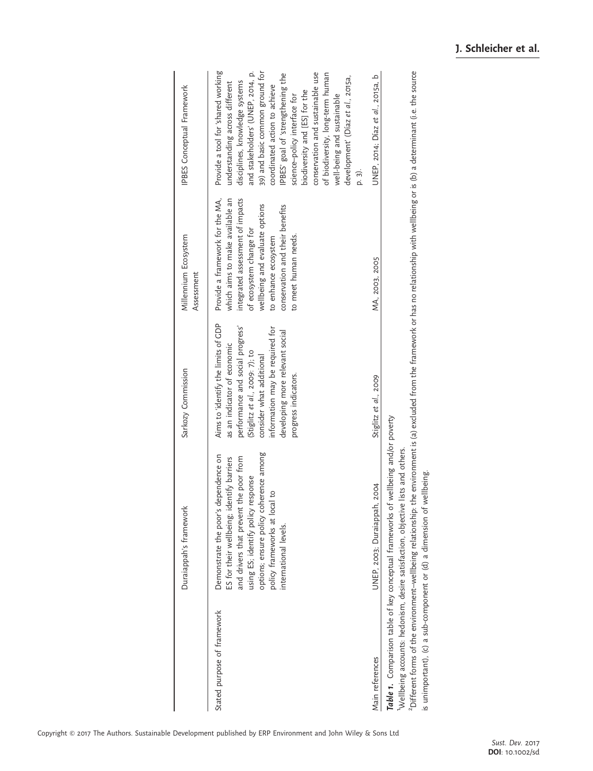| | Duraiappah's framework | Sarkozy Commission | Millennium Ecosystem Assessment | IPBES Conceptual Framework |
|---|---|---|---|---|
| Stated purpose of framework | Demonstrate the poor's dependence on ES for their wellbeing; identify barriers and drivers that prevent the poor from using ES; identify policy response options; ensure policy coherence among policy frameworks at local to international levels. | Aims to 'identify the limits of GDP as an indicator of economic performance and social progress' (Stiglitz *et al.*, 2009: 7); to consider what additional information may be required for developing more relevant social progress indicators. | Provide a framework for the MA, which aims to make available an integrated assessment of impacts of ecosystem change for wellbeing and evaluate options to enhance ecosystem conservation and their benefits to meet human needs. | Provide a tool for 'shared working understanding across different disciplines, knowledge systems and stakeholders' (UNEP, 2014, p. 39) and basic common ground for coordinated action to achieve IPBES' goal of 'strengthening the science–policy interface for biodiversity and [ES] for the conservation and sustainable use of biodiversity, long-term human well-being and sustainable development' (Díaz *et al.*, 2015a, p. 3). |
| Main references | UNEP, 2003; Duraiappah, 2004 | Stiglitz *et al.*, 2009 | MA, 2003, 2005 | UNEP, 2014; Díaz *et al.*, 2015a, b |

***Table 1.*** Comparison table of key conceptual frameworks of wellbeing and/or poverty

[1]Wellbeing accounts: hedonism, desire satisfaction, objective lists and others.

[2]Different forms of the environment–wellbeing relationship: the environment is (a) excluded from the framework or has no relationship with wellbeing or is (b) a determinant (i.e. the source is unimportant), (c) a sub-component or (d) a dimension of wellbeing.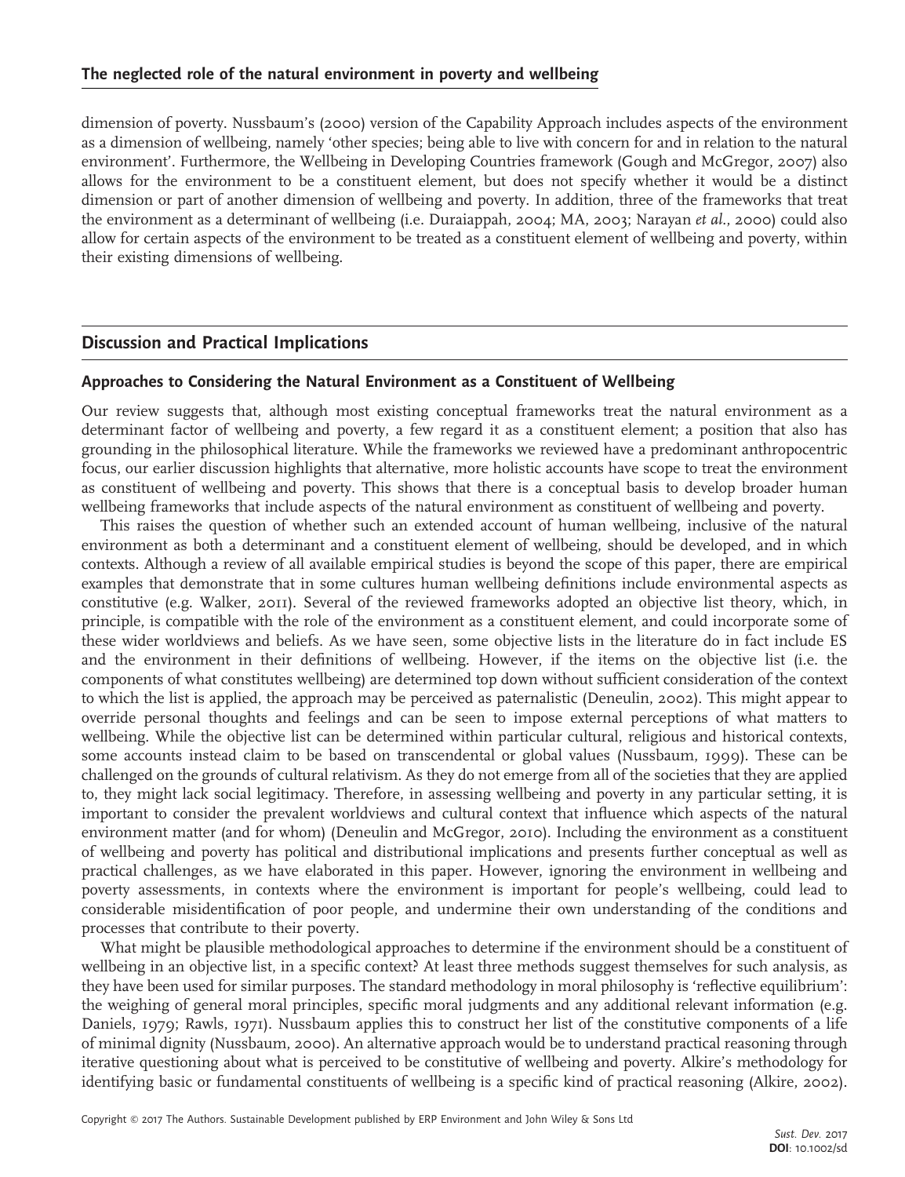dimension of poverty. Nussbaum's (2000) version of the Capability Approach includes aspects of the environment as a dimension of wellbeing, namely 'other species; being able to live with concern for and in relation to the natural environment'. Furthermore, the Wellbeing in Developing Countries framework (Gough and McGregor, 2007) also allows for the environment to be a constituent element, but does not specify whether it would be a distinct dimension or part of another dimension of wellbeing and poverty. In addition, three of the frameworks that treat the environment as a determinant of wellbeing (i.e. Duraiappah, 2004; MA, 2003; Narayan *et al.*, 2000) could also allow for certain aspects of the environment to be treated as a constituent element of wellbeing and poverty, within their existing dimensions of wellbeing.

## Discussion and Practical Implications

### Approaches to Considering the Natural Environment as a Constituent of Wellbeing

Our review suggests that, although most existing conceptual frameworks treat the natural environment as a determinant factor of wellbeing and poverty, a few regard it as a constituent element; a position that also has grounding in the philosophical literature. While the frameworks we reviewed have a predominant anthropocentric focus, our earlier discussion highlights that alternative, more holistic accounts have scope to treat the environment as constituent of wellbeing and poverty. This shows that there is a conceptual basis to develop broader human wellbeing frameworks that include aspects of the natural environment as constituent of wellbeing and poverty.

This raises the question of whether such an extended account of human wellbeing, inclusive of the natural environment as both a determinant and a constituent element of wellbeing, should be developed, and in which contexts. Although a review of all available empirical studies is beyond the scope of this paper, there are empirical examples that demonstrate that in some cultures human wellbeing definitions include environmental aspects as constitutive (e.g. Walker, 2011). Several of the reviewed frameworks adopted an objective list theory, which, in principle, is compatible with the role of the environment as a constituent element, and could incorporate some of these wider worldviews and beliefs. As we have seen, some objective lists in the literature do in fact include ES and the environment in their definitions of wellbeing. However, if the items on the objective list (i.e. the components of what constitutes wellbeing) are determined top down without sufficient consideration of the context to which the list is applied, the approach may be perceived as paternalistic (Deneulin, 2002). This might appear to override personal thoughts and feelings and can be seen to impose external perceptions of what matters to wellbeing. While the objective list can be determined within particular cultural, religious and historical contexts, some accounts instead claim to be based on transcendental or global values (Nussbaum, 1999). These can be challenged on the grounds of cultural relativism. As they do not emerge from all of the societies that they are applied to, they might lack social legitimacy. Therefore, in assessing wellbeing and poverty in any particular setting, it is important to consider the prevalent worldviews and cultural context that influence which aspects of the natural environment matter (and for whom) (Deneulin and McGregor, 2010). Including the environment as a constituent of wellbeing and poverty has political and distributional implications and presents further conceptual as well as practical challenges, as we have elaborated in this paper. However, ignoring the environment in wellbeing and poverty assessments, in contexts where the environment is important for people's wellbeing, could lead to considerable misidentification of poor people, and undermine their own understanding of the conditions and processes that contribute to their poverty.

What might be plausible methodological approaches to determine if the environment should be a constituent of wellbeing in an objective list, in a specific context? At least three methods suggest themselves for such analysis, as they have been used for similar purposes. The standard methodology in moral philosophy is 'reflective equilibrium': the weighing of general moral principles, specific moral judgments and any additional relevant information (e.g. Daniels, 1979; Rawls, 1971). Nussbaum applies this to construct her list of the constitutive components of a life of minimal dignity (Nussbaum, 2000). An alternative approach would be to understand practical reasoning through iterative questioning about what is perceived to be constitutive of wellbeing and poverty. Alkire's methodology for identifying basic or fundamental constituents of wellbeing is a specific kind of practical reasoning (Alkire, 2002).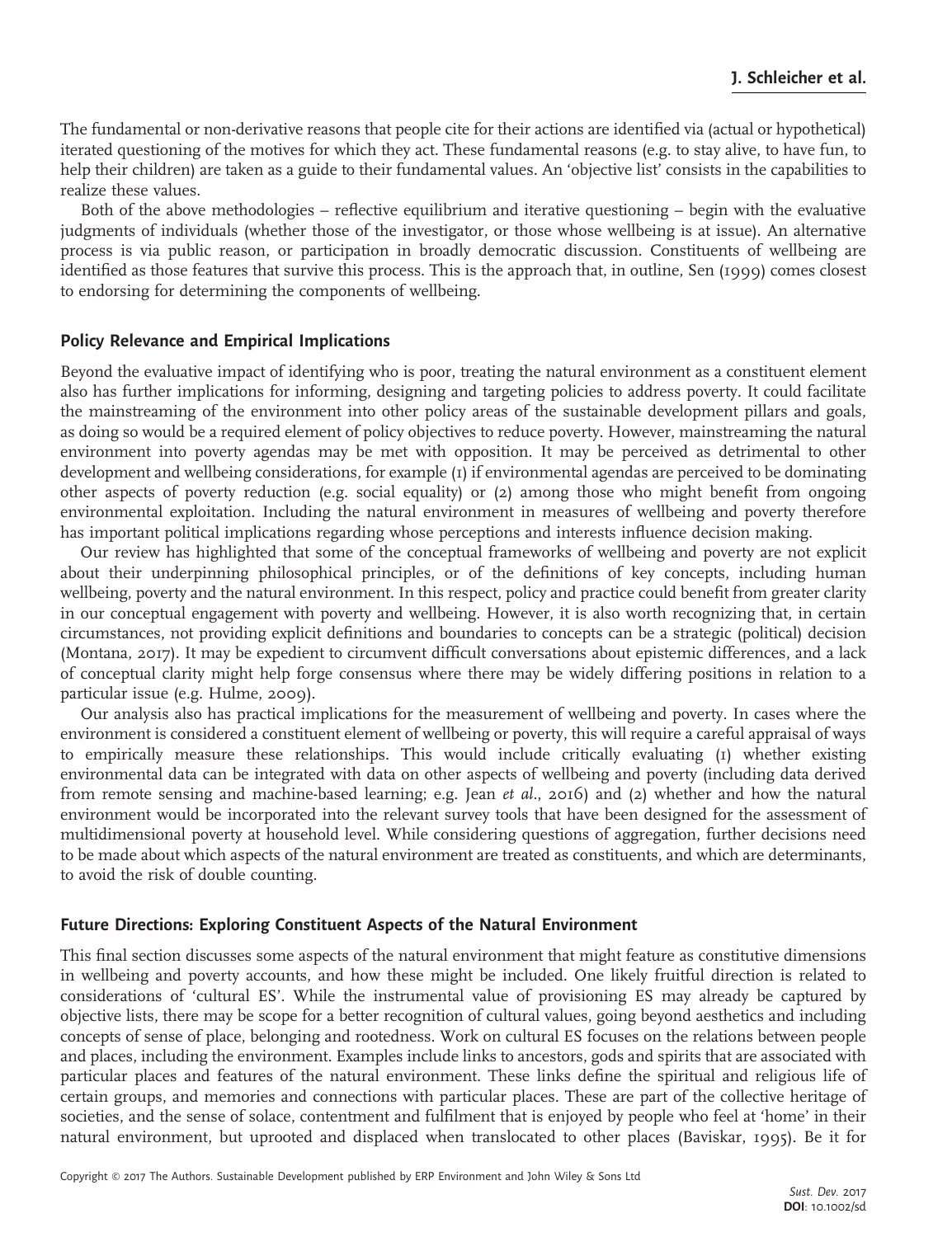The fundamental or non-derivative reasons that people cite for their actions are identified via (actual or hypothetical) iterated questioning of the motives for which they act. These fundamental reasons (e.g. to stay alive, to have fun, to help their children) are taken as a guide to their fundamental values. An 'objective list' consists in the capabilities to realize these values.

Both of the above methodologies – reflective equilibrium and iterative questioning – begin with the evaluative judgments of individuals (whether those of the investigator, or those whose wellbeing is at issue). An alternative process is via public reason, or participation in broadly democratic discussion. Constituents of wellbeing are identified as those features that survive this process. This is the approach that, in outline, Sen (1999) comes closest to endorsing for determining the components of wellbeing.

## Policy Relevance and Empirical Implications

Beyond the evaluative impact of identifying who is poor, treating the natural environment as a constituent element also has further implications for informing, designing and targeting policies to address poverty. It could facilitate the mainstreaming of the environment into other policy areas of the sustainable development pillars and goals, as doing so would be a required element of policy objectives to reduce poverty. However, mainstreaming the natural environment into poverty agendas may be met with opposition. It may be perceived as detrimental to other development and wellbeing considerations, for example (1) if environmental agendas are perceived to be dominating other aspects of poverty reduction (e.g. social equality) or (2) among those who might benefit from ongoing environmental exploitation. Including the natural environment in measures of wellbeing and poverty therefore has important political implications regarding whose perceptions and interests influence decision making.

Our review has highlighted that some of the conceptual frameworks of wellbeing and poverty are not explicit about their underpinning philosophical principles, or of the definitions of key concepts, including human wellbeing, poverty and the natural environment. In this respect, policy and practice could benefit from greater clarity in our conceptual engagement with poverty and wellbeing. However, it is also worth recognizing that, in certain circumstances, not providing explicit definitions and boundaries to concepts can be a strategic (political) decision (Montana, 2017). It may be expedient to circumvent difficult conversations about epistemic differences, and a lack of conceptual clarity might help forge consensus where there may be widely differing positions in relation to a particular issue (e.g. Hulme, 2009).

Our analysis also has practical implications for the measurement of wellbeing and poverty. In cases where the environment is considered a constituent element of wellbeing or poverty, this will require a careful appraisal of ways to empirically measure these relationships. This would include critically evaluating (1) whether existing environmental data can be integrated with data on other aspects of wellbeing and poverty (including data derived from remote sensing and machine-based learning; e.g. Jean *et al.*, 2016) and (2) whether and how the natural environment would be incorporated into the relevant survey tools that have been designed for the assessment of multidimensional poverty at household level. While considering questions of aggregation, further decisions need to be made about which aspects of the natural environment are treated as constituents, and which are determinants, to avoid the risk of double counting.

## Future Directions: Exploring Constituent Aspects of the Natural Environment

This final section discusses some aspects of the natural environment that might feature as constitutive dimensions in wellbeing and poverty accounts, and how these might be included. One likely fruitful direction is related to considerations of 'cultural ES'. While the instrumental value of provisioning ES may already be captured by objective lists, there may be scope for a better recognition of cultural values, going beyond aesthetics and including concepts of sense of place, belonging and rootedness. Work on cultural ES focuses on the relations between people and places, including the environment. Examples include links to ancestors, gods and spirits that are associated with particular places and features of the natural environment. These links define the spiritual and religious life of certain groups, and memories and connections with particular places. These are part of the collective heritage of societies, and the sense of solace, contentment and fulfilment that is enjoyed by people who feel at 'home' in their natural environment, but uprooted and displaced when translocated to other places (Baviskar, 1995). Be it for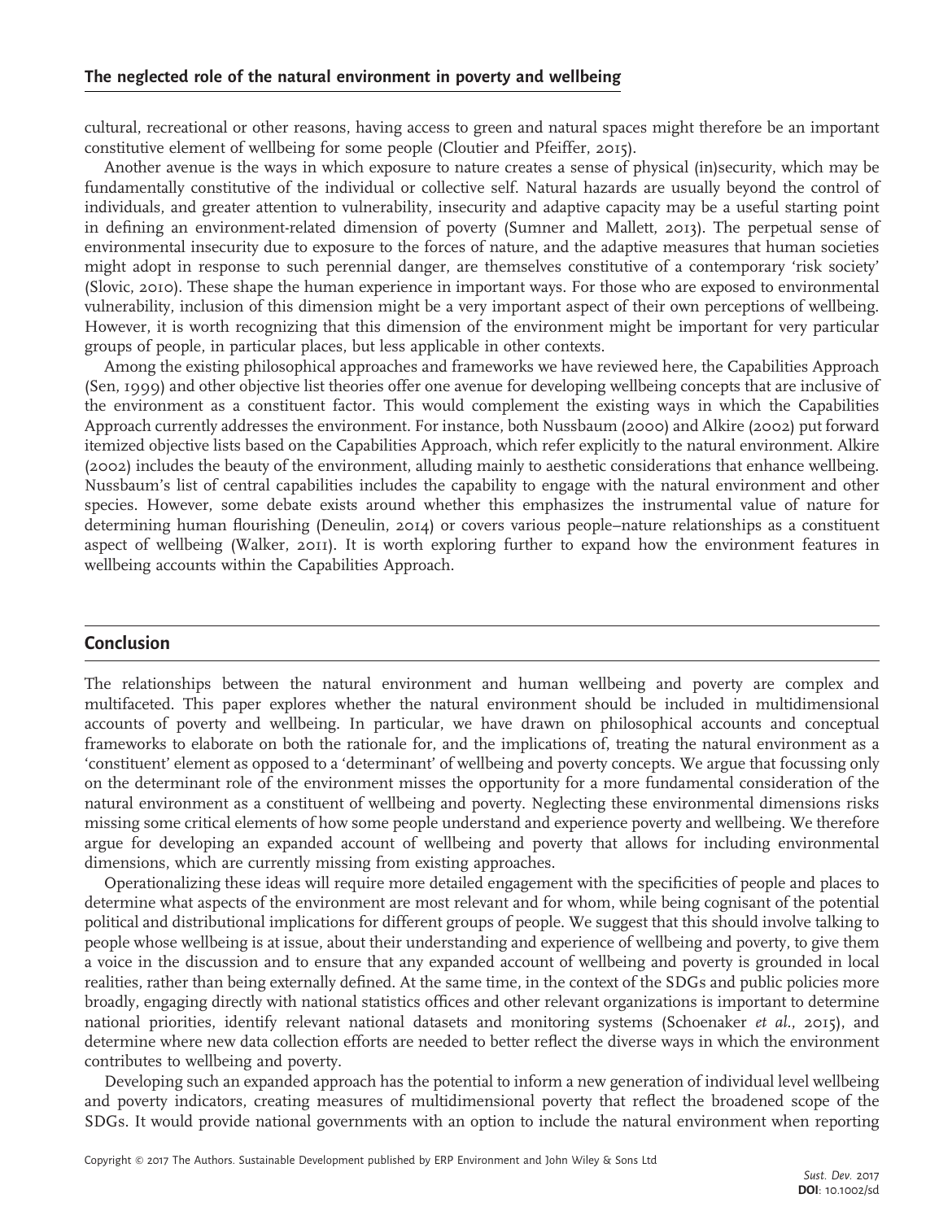cultural, recreational or other reasons, having access to green and natural spaces might therefore be an important constitutive element of wellbeing for some people (Cloutier and Pfeiffer, 2015).

Another avenue is the ways in which exposure to nature creates a sense of physical (in)security, which may be fundamentally constitutive of the individual or collective self. Natural hazards are usually beyond the control of individuals, and greater attention to vulnerability, insecurity and adaptive capacity may be a useful starting point in defining an environment-related dimension of poverty (Sumner and Mallett, 2013). The perpetual sense of environmental insecurity due to exposure to the forces of nature, and the adaptive measures that human societies might adopt in response to such perennial danger, are themselves constitutive of a contemporary 'risk society' (Slovic, 2010). These shape the human experience in important ways. For those who are exposed to environmental vulnerability, inclusion of this dimension might be a very important aspect of their own perceptions of wellbeing. However, it is worth recognizing that this dimension of the environment might be important for very particular groups of people, in particular places, but less applicable in other contexts.

Among the existing philosophical approaches and frameworks we have reviewed here, the Capabilities Approach (Sen, 1999) and other objective list theories offer one avenue for developing wellbeing concepts that are inclusive of the environment as a constituent factor. This would complement the existing ways in which the Capabilities Approach currently addresses the environment. For instance, both Nussbaum (2000) and Alkire (2002) put forward itemized objective lists based on the Capabilities Approach, which refer explicitly to the natural environment. Alkire (2002) includes the beauty of the environment, alluding mainly to aesthetic considerations that enhance wellbeing. Nussbaum's list of central capabilities includes the capability to engage with the natural environment and other species. However, some debate exists around whether this emphasizes the instrumental value of nature for determining human flourishing (Deneulin, 2014) or covers various people–nature relationships as a constituent aspect of wellbeing (Walker, 2011). It is worth exploring further to expand how the environment features in wellbeing accounts within the Capabilities Approach.

## Conclusion

The relationships between the natural environment and human wellbeing and poverty are complex and multifaceted. This paper explores whether the natural environment should be included in multidimensional accounts of poverty and wellbeing. In particular, we have drawn on philosophical accounts and conceptual frameworks to elaborate on both the rationale for, and the implications of, treating the natural environment as a 'constituent' element as opposed to a 'determinant' of wellbeing and poverty concepts. We argue that focussing only on the determinant role of the environment misses the opportunity for a more fundamental consideration of the natural environment as a constituent of wellbeing and poverty. Neglecting these environmental dimensions risks missing some critical elements of how some people understand and experience poverty and wellbeing. We therefore argue for developing an expanded account of wellbeing and poverty that allows for including environmental dimensions, which are currently missing from existing approaches.

Operationalizing these ideas will require more detailed engagement with the specificities of people and places to determine what aspects of the environment are most relevant and for whom, while being cognisant of the potential political and distributional implications for different groups of people. We suggest that this should involve talking to people whose wellbeing is at issue, about their understanding and experience of wellbeing and poverty, to give them a voice in the discussion and to ensure that any expanded account of wellbeing and poverty is grounded in local realities, rather than being externally defined. At the same time, in the context of the SDGs and public policies more broadly, engaging directly with national statistics offices and other relevant organizations is important to determine national priorities, identify relevant national datasets and monitoring systems (Schoenaker *et al.*, 2015), and determine where new data collection efforts are needed to better reflect the diverse ways in which the environment contributes to wellbeing and poverty.

Developing such an expanded approach has the potential to inform a new generation of individual level wellbeing and poverty indicators, creating measures of multidimensional poverty that reflect the broadened scope of the SDGs. It would provide national governments with an option to include the natural environment when reporting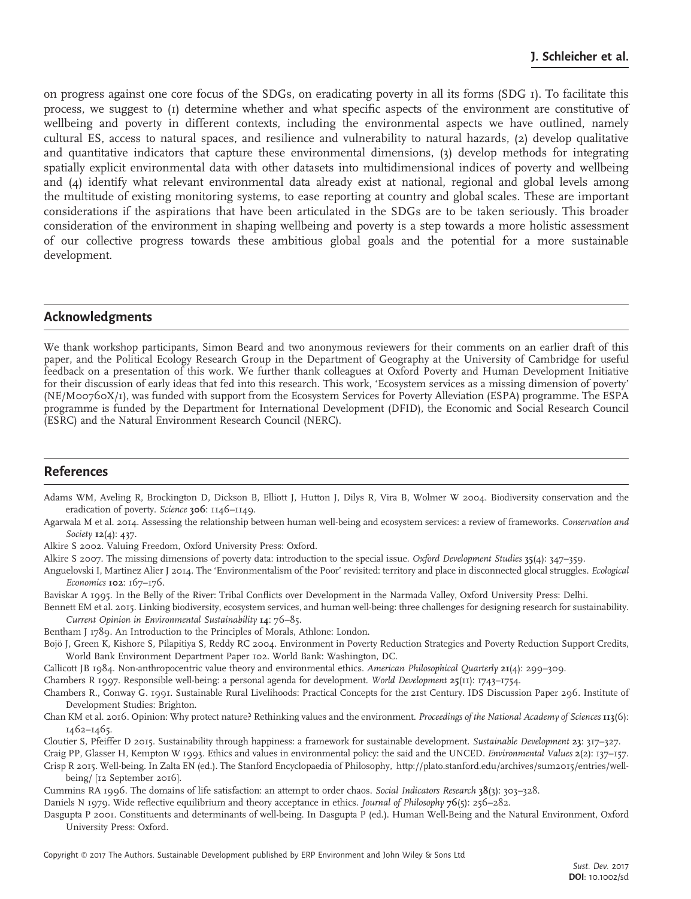on progress against one core focus of the SDGs, on eradicating poverty in all its forms (SDG 1). To facilitate this process, we suggest to (1) determine whether and what specific aspects of the environment are constitutive of wellbeing and poverty in different contexts, including the environmental aspects we have outlined, namely cultural ES, access to natural spaces, and resilience and vulnerability to natural hazards, (2) develop qualitative and quantitative indicators that capture these environmental dimensions, (3) develop methods for integrating spatially explicit environmental data with other datasets into multidimensional indices of poverty and wellbeing and (4) identify what relevant environmental data already exist at national, regional and global levels among the multitude of existing monitoring systems, to ease reporting at country and global scales. These are important considerations if the aspirations that have been articulated in the SDGs are to be taken seriously. This broader consideration of the environment in shaping wellbeing and poverty is a step towards a more holistic assessment of our collective progress towards these ambitious global goals and the potential for a more sustainable development.

## Acknowledgments

We thank workshop participants, Simon Beard and two anonymous reviewers for their comments on an earlier draft of this paper, and the Political Ecology Research Group in the Department of Geography at the University of Cambridge for useful feedback on a presentation of this work. We further thank colleagues at Oxford Poverty and Human Development Initiative for their discussion of early ideas that fed into this research. This work, 'Ecosystem services as a missing dimension of poverty' (NE/M00760X/1), was funded with support from the Ecosystem Services for Poverty Alleviation (ESPA) programme. The ESPA programme is funded by the Department for International Development (DFID), the Economic and Social Research Council (ESRC) and the Natural Environment Research Council (NERC).

## References

Adams WM, Aveling R, Brockington D, Dickson B, Elliott J, Hutton J, Dilys R, Vira B, Wolmer W 2004. Biodiversity conservation and the eradication of poverty. *Science* **306**: 1146–1149.

Agarwala M et al. 2014. Assessing the relationship between human well-being and ecosystem services: a review of frameworks. *Conservation and Society* **12**(4): 437.

Alkire S 2002. Valuing Freedom, Oxford University Press: Oxford.

Alkire S 2007. The missing dimensions of poverty data: introduction to the special issue. *Oxford Development Studies* **35**(4): 347–359.

Anguelovski I, Martinez Alier J 2014. The 'Environmentalism of the Poor' revisited: territory and place in disconnected glocal struggles. *Ecological Economics* **102**: 167–176.

Baviskar A 1995. In the Belly of the River: Tribal Conflicts over Development in the Narmada Valley, Oxford University Press: Delhi.

Bennett EM et al. 2015. Linking biodiversity, ecosystem services, and human well-being: three challenges for designing research for sustainability. *Current Opinion in Environmental Sustainability* **14**: 76–85.

Bentham J 1789. An Introduction to the Principles of Morals, Athlone: London.

Bojö J, Green K, Kishore S, Pilapitiya S, Reddy RC 2004. Environment in Poverty Reduction Strategies and Poverty Reduction Support Credits, World Bank Environment Department Paper 102. World Bank: Washington, DC.

Callicott JB 1984. Non-anthropocentric value theory and environmental ethics. *American Philosophical Quarterly* **21**(4): 299–309.

Chambers R 1997. Responsible well-being: a personal agenda for development. *World Development* **25**(11): 1743–1754.

Chambers R., Conway G. 1991. Sustainable Rural Livelihoods: Practical Concepts for the 21st Century. IDS Discussion Paper 296. Institute of Development Studies: Brighton.

Chan KM et al. 2016. Opinion: Why protect nature? Rethinking values and the environment. *Proceedings of the National Academy of Sciences* **113**(6): 1462–1465.

Cloutier S, Pfeiffer D 2015. Sustainability through happiness: a framework for sustainable development. *Sustainable Development* **23**: 317–327.

Craig PP, Glasser H, Kempton W 1993. Ethics and values in environmental policy: the said and the UNCED. *Environmental Values* **2**(2): 137–157.

Crisp R 2015. Well-being. In Zalta EN (ed.). The Stanford Encyclopaedia of Philosophy, http://plato.stanford.edu/archives/sum2015/entries/well-being/ [12 September 2016].

Cummins RA 1996. The domains of life satisfaction: an attempt to order chaos. *Social Indicators Research* **38**(3): 303–328.

Daniels N 1979. Wide reflective equilibrium and theory acceptance in ethics. *Journal of Philosophy* **76**(5): 256–282.

Dasgupta P 2001. Constituents and determinants of well-being. In Dasgupta P (ed.). Human Well-Being and the Natural Environment, Oxford University Press: Oxford.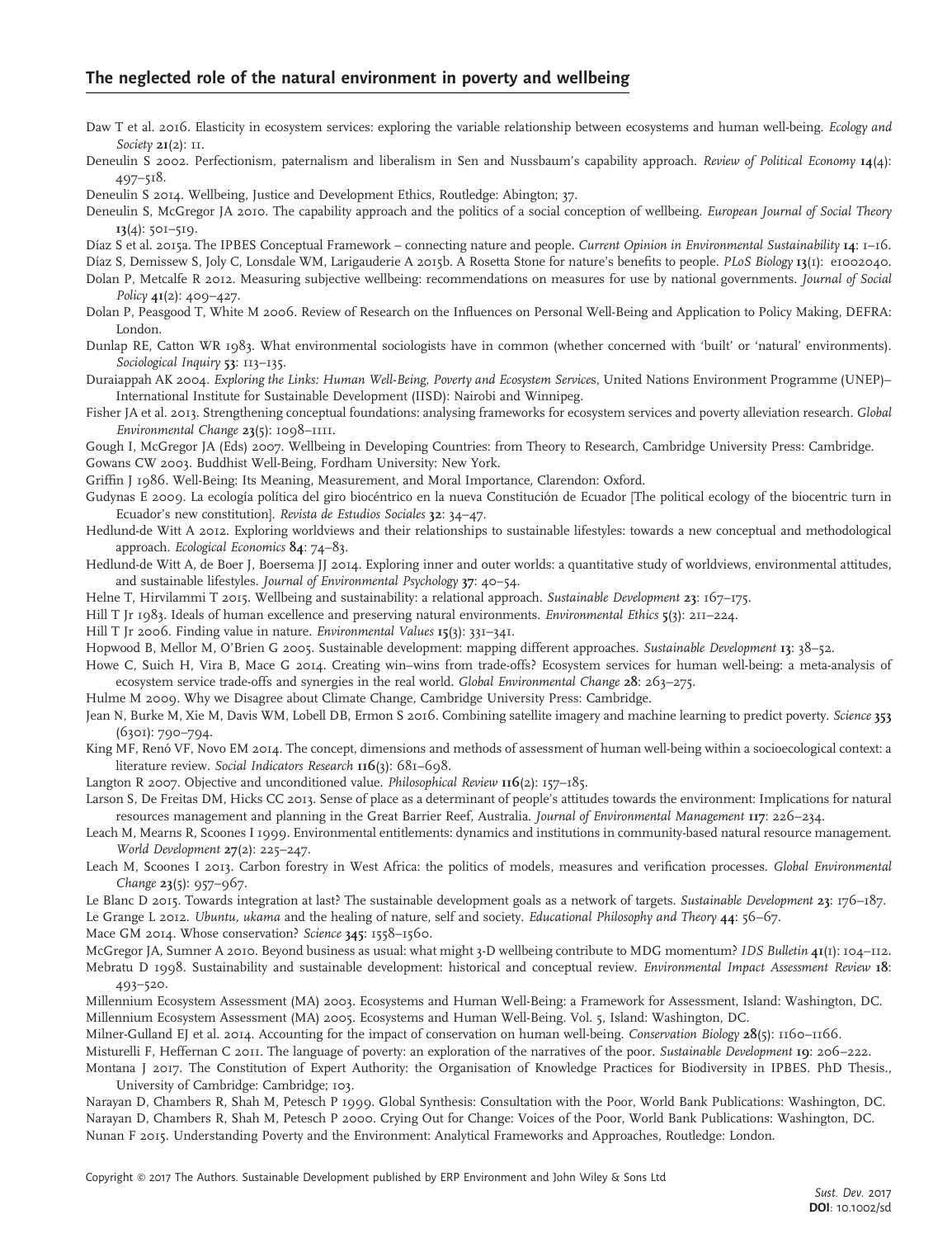Daw T et al. 2016. Elasticity in ecosystem services: exploring the variable relationship between ecosystems and human well-being. *Ecology and Society* **21**(2): 11.

Deneulin S 2002. Perfectionism, paternalism and liberalism in Sen and Nussbaum's capability approach. *Review of Political Economy* **14**(4): 497–518.

Deneulin S 2014. Wellbeing, Justice and Development Ethics, Routledge: Abington; 37.

Deneulin S, McGregor JA 2010. The capability approach and the politics of a social conception of wellbeing. *European Journal of Social Theory* **13**(4): 501–519.

Díaz S et al. 2015a. The IPBES Conceptual Framework – connecting nature and people. *Current Opinion in Environmental Sustainability* **14**: 1–16.

Díaz S, Demissew S, Joly C, Lonsdale WM, Larigauderie A 2015b. A Rosetta Stone for nature's benefits to people. *PLoS Biology* **13**(1): e1002040.

Dolan P, Metcalfe R 2012. Measuring subjective wellbeing: recommendations on measures for use by national governments. *Journal of Social Policy* **41**(2): 409–427.

Dolan P, Peasgood T, White M 2006. Review of Research on the Influences on Personal Well-Being and Application to Policy Making, DEFRA: London.

Dunlap RE, Catton WR 1983. What environmental sociologists have in common (whether concerned with 'built' or 'natural' environments). *Sociological Inquiry* **53**: 113–135.

Duraiappah AK 2004. *Exploring the Links: Human Well-Being, Poverty and Ecosystem Services*, United Nations Environment Programme (UNEP)–International Institute for Sustainable Development (IISD): Nairobi and Winnipeg.

Fisher JA et al. 2013. Strengthening conceptual foundations: analysing frameworks for ecosystem services and poverty alleviation research. *Global Environmental Change* **23**(5): 1098–1111.

Gough I, McGregor JA (Eds) 2007. Wellbeing in Developing Countries: from Theory to Research, Cambridge University Press: Cambridge.

Gowans CW 2003. Buddhist Well-Being, Fordham University: New York.

Griffin J 1986. Well-Being: Its Meaning, Measurement, and Moral Importance, Clarendon: Oxford.

Gudynas E 2009. La ecología política del giro biocéntrico en la nueva Constitución de Ecuador [The political ecology of the biocentric turn in Ecuador's new constitution]. *Revista de Estudios Sociales* **32**: 34–47.

Hedlund-de Witt A 2012. Exploring worldviews and their relationships to sustainable lifestyles: towards a new conceptual and methodological approach. *Ecological Economics* **84**: 74–83.

Hedlund-de Witt A, de Boer J, Boersema JJ 2014. Exploring inner and outer worlds: a quantitative study of worldviews, environmental attitudes, and sustainable lifestyles. *Journal of Environmental Psychology* **37**: 40–54.

Helne T, Hirvilammi T 2015. Wellbeing and sustainability: a relational approach. *Sustainable Development* **23**: 167–175.

Hill T Jr 1983. Ideals of human excellence and preserving natural environments. *Environmental Ethics* **5**(3): 211–224.

Hill T Jr 2006. Finding value in nature. *Environmental Values* **15**(3): 331–341.

Hopwood B, Mellor M, O'Brien G 2005. Sustainable development: mapping different approaches. *Sustainable Development* **13**: 38–52.

Howe C, Suich H, Vira B, Mace G 2014. Creating win–wins from trade-offs? Ecosystem services for human well-being: a meta-analysis of ecosystem service trade-offs and synergies in the real world. *Global Environmental Change* **28**: 263–275.

Hulme M 2009. Why we Disagree about Climate Change, Cambridge University Press: Cambridge.

Jean N, Burke M, Xie M, Davis WM, Lobell DB, Ermon S 2016. Combining satellite imagery and machine learning to predict poverty. *Science* **353** (6301): 790–794.

King MF, Renó VF, Novo EM 2014. The concept, dimensions and methods of assessment of human well-being within a socioecological context: a literature review. *Social Indicators Research* **116**(3): 681–698.

Langton R 2007. Objective and unconditioned value. *Philosophical Review* **116**(2): 157–185.

Larson S, De Freitas DM, Hicks CC 2013. Sense of place as a determinant of people's attitudes towards the environment: Implications for natural resources management and planning in the Great Barrier Reef, Australia. *Journal of Environmental Management* **117**: 226–234.

Leach M, Mearns R, Scoones I 1999. Environmental entitlements: dynamics and institutions in community-based natural resource management. *World Development* **27**(2): 225–247.

Leach M, Scoones I 2013. Carbon forestry in West Africa: the politics of models, measures and verification processes. *Global Environmental Change* **23**(5): 957–967.

Le Blanc D 2015. Towards integration at last? The sustainable development goals as a network of targets. *Sustainable Development* **23**: 176–187.

Le Grange L 2012. *Ubuntu, ukama* and the healing of nature, self and society. *Educational Philosophy and Theory* **44**: 56–67.

Mace GM 2014. Whose conservation? *Science* **345**: 1558–1560.

McGregor JA, Sumner A 2010. Beyond business as usual: what might 3-D wellbeing contribute to MDG momentum? *IDS Bulletin* **41**(1): 104–112.

Mebratu D 1998. Sustainability and sustainable development: historical and conceptual review. *Environmental Impact Assessment Review* **18**: 493–520.

Millennium Ecosystem Assessment (MA) 2003. Ecosystems and Human Well-Being: a Framework for Assessment, Island: Washington, DC.

Millennium Ecosystem Assessment (MA) 2005. Ecosystems and Human Well-Being. Vol. 5, Island: Washington, DC.

Milner-Gulland EJ et al. 2014. Accounting for the impact of conservation on human well-being. *Conservation Biology* **28**(5): 1160–1166.

Misturelli F, Heffernan C 2011. The language of poverty: an exploration of the narratives of the poor. *Sustainable Development* **19**: 206–222.

Montana J 2017. The Constitution of Expert Authority: the Organisation of Knowledge Practices for Biodiversity in IPBES. PhD Thesis., University of Cambridge: Cambridge; 103.

Narayan D, Chambers R, Shah M, Petesch P 1999. Global Synthesis: Consultation with the Poor, World Bank Publications: Washington, DC.

Narayan D, Chambers R, Shah M, Petesch P 2000. Crying Out for Change: Voices of the Poor, World Bank Publications: Washington, DC.

Nunan F 2015. Understanding Poverty and the Environment: Analytical Frameworks and Approaches, Routledge: London.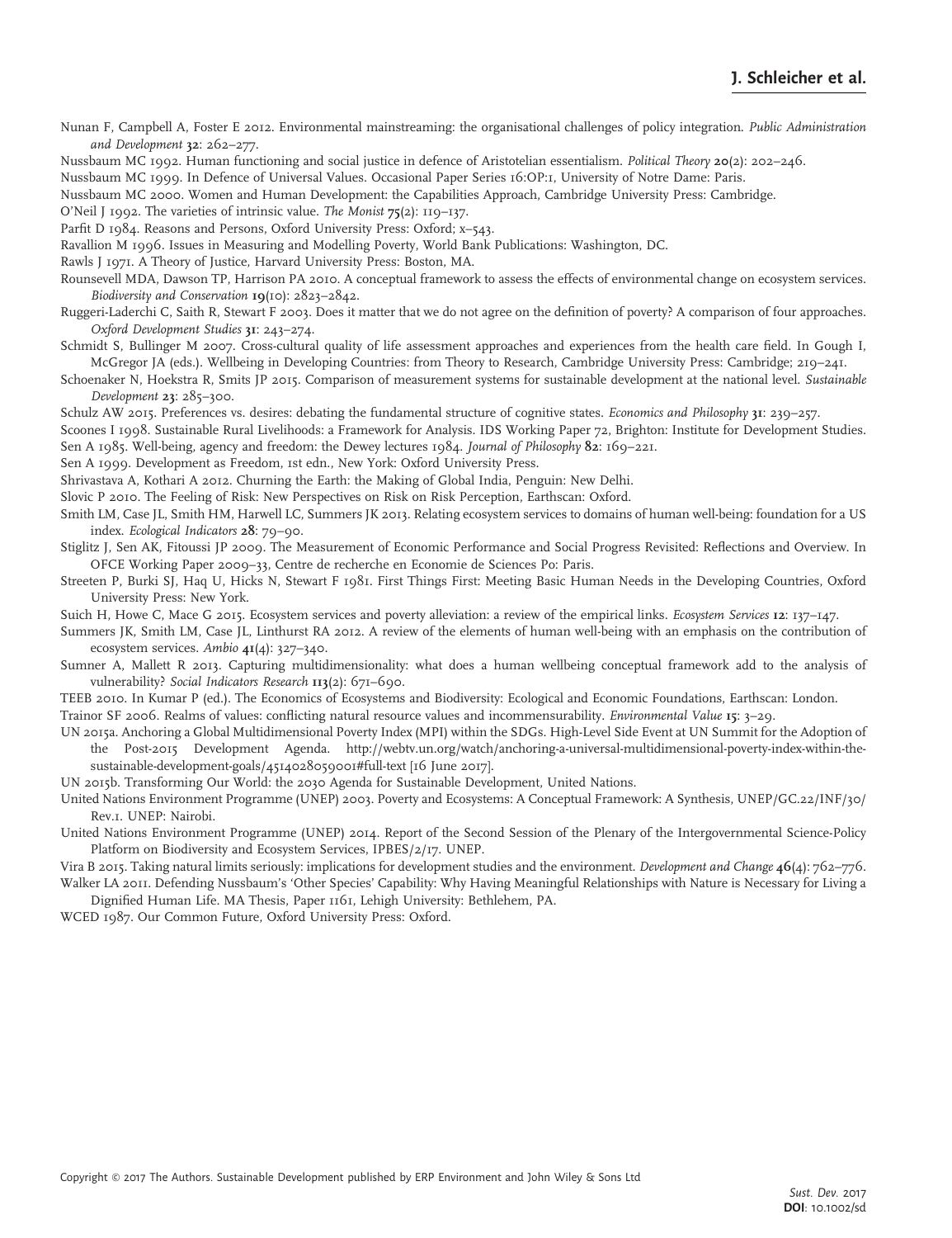Nunan F, Campbell A, Foster E 2012. Environmental mainstreaming: the organisational challenges of policy integration. *Public Administration and Development* **32**: 262–277.

Nussbaum MC 1992. Human functioning and social justice in defence of Aristotelian essentialism. *Political Theory* **20**(2): 202–246.

Nussbaum MC 1999. In Defence of Universal Values. Occasional Paper Series 16:OP:1, University of Notre Dame: Paris.

Nussbaum MC 2000. Women and Human Development: the Capabilities Approach, Cambridge University Press: Cambridge.

O'Neil J 1992. The varieties of intrinsic value. *The Monist* **75**(2): 119–137.

Parfit D 1984. Reasons and Persons, Oxford University Press: Oxford; x–543.

Ravallion M 1996. Issues in Measuring and Modelling Poverty, World Bank Publications: Washington, DC.

Rawls J 1971. A Theory of Justice, Harvard University Press: Boston, MA.

Rounsevell MDA, Dawson TP, Harrison PA 2010. A conceptual framework to assess the effects of environmental change on ecosystem services. *Biodiversity and Conservation* **19**(10): 2823–2842.

Ruggeri-Laderchi C, Saith R, Stewart F 2003. Does it matter that we do not agree on the definition of poverty? A comparison of four approaches. *Oxford Development Studies* **31**: 243–274.

Schmidt S, Bullinger M 2007. Cross-cultural quality of life assessment approaches and experiences from the health care field. In Gough I, McGregor JA (eds.). Wellbeing in Developing Countries: from Theory to Research, Cambridge University Press: Cambridge; 219–241.

Schoenaker N, Hoekstra R, Smits JP 2015. Comparison of measurement systems for sustainable development at the national level. *Sustainable Development* **23**: 285–300.

Schulz AW 2015. Preferences vs. desires: debating the fundamental structure of cognitive states. *Economics and Philosophy* **31**: 239–257.

Scoones I 1998. Sustainable Rural Livelihoods: a Framework for Analysis. IDS Working Paper 72, Brighton: Institute for Development Studies.

Sen A 1985. Well-being, agency and freedom: the Dewey lectures 1984. *Journal of Philosophy* **82**: 169–221.

Sen A 1999. Development as Freedom, 1st edn., New York: Oxford University Press.

Shrivastava A, Kothari A 2012. Churning the Earth: the Making of Global India, Penguin: New Delhi.

Slovic P 2010. The Feeling of Risk: New Perspectives on Risk on Risk Perception, Earthscan: Oxford.

Smith LM, Case JL, Smith HM, Harwell LC, Summers JK 2013. Relating ecosystem services to domains of human well-being: foundation for a US index. *Ecological Indicators* **28**: 79–90.

Stiglitz J, Sen AK, Fitoussi JP 2009. The Measurement of Economic Performance and Social Progress Revisited: Reflections and Overview. In OFCE Working Paper 2009–33, Centre de recherche en Economie de Sciences Po: Paris.

Streeten P, Burki SJ, Haq U, Hicks N, Stewart F 1981. First Things First: Meeting Basic Human Needs in the Developing Countries, Oxford University Press: New York.

Suich H, Howe C, Mace G 2015. Ecosystem services and poverty alleviation: a review of the empirical links. *Ecosystem Services* **12**: 137–147.

Summers JK, Smith LM, Case JL, Linthurst RA 2012. A review of the elements of human well-being with an emphasis on the contribution of ecosystem services. *Ambio* **41**(4): 327–340.

Sumner A, Mallett R 2013. Capturing multidimensionality: what does a human wellbeing conceptual framework add to the analysis of vulnerability? *Social Indicators Research* **113**(2): 671–690.

TEEB 2010. In Kumar P (ed.). The Economics of Ecosystems and Biodiversity: Ecological and Economic Foundations, Earthscan: London.

Trainor SF 2006. Realms of values: conflicting natural resource values and incommensurability. *Environmental Value* **15**: 3–29.

UN 2015a. Anchoring a Global Multidimensional Poverty Index (MPI) within the SDGs. High-Level Side Event at UN Summit for the Adoption of the Post-2015 Development Agenda. http://webtv.un.org/watch/anchoring-a-universal-multidimensional-poverty-index-within-the-sustainable-development-goals/4514028059001#full-text [16 June 2017].

UN 2015b. Transforming Our World: the 2030 Agenda for Sustainable Development, United Nations.

United Nations Environment Programme (UNEP) 2003. Poverty and Ecosystems: A Conceptual Framework: A Synthesis, UNEP/GC.22/INF/30/Rev.1. UNEP: Nairobi.

United Nations Environment Programme (UNEP) 2014. Report of the Second Session of the Plenary of the Intergovernmental Science-Policy Platform on Biodiversity and Ecosystem Services, IPBES/2/17. UNEP.

Vira B 2015. Taking natural limits seriously: implications for development studies and the environment. *Development and Change* **46**(4): 762–776.

Walker LA 2011. Defending Nussbaum's 'Other Species' Capability: Why Having Meaningful Relationships with Nature is Necessary for Living a Dignified Human Life. MA Thesis, Paper 1161, Lehigh University: Bethlehem, PA.

WCED 1987. Our Common Future, Oxford University Press: Oxford.